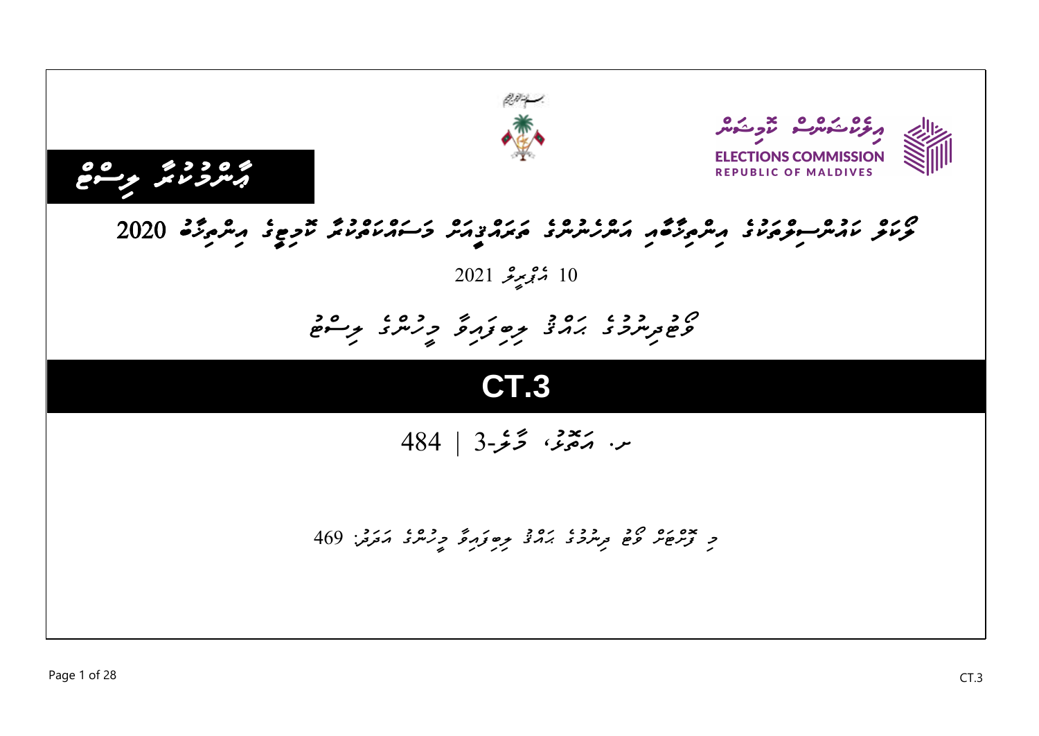ރިޒަލްޓް ޝީޓް

އިލެކްޝަންސް ކޮމިޝަން

ELECTIONS COMMISSION
REPUBLIC OF MALDIVES

ލޯކަލް ކައުންސިލްތަކުގެ އިންތިޚާބާއި އަންހެނުންގެ ތަރައްޤީއަށް މަސައްކަތްކުރާ ކޮމިޓީގެ އިންތިޚާބު 2020

10 އޭޕްރީލް 2021

ވޯޓުދިނުމުގެ ނައްޓާ ލިބިފައިވާ މިންގެ ރިސަލްޓް

# CT.3

ނ. އަތޮޅު، މާލެ-3 | 484

މި ފޯމުގައި ވޯޓު ދިނުމުގެ ހައްޤު ލިބިފައިވާ މީހުންގެ އަދަދު: 469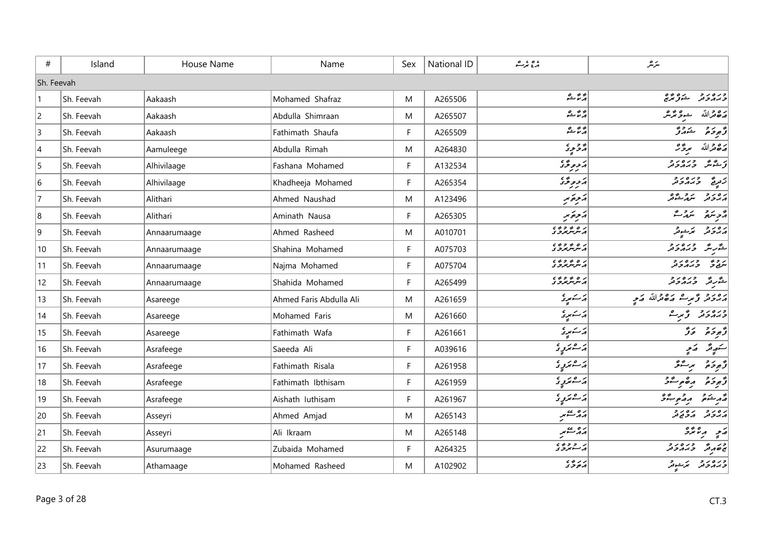| # | Island | House Name | Name | Sex | National ID | ގެއެގުމް | ނަން |
|---|---|---|---|---|---|---|---|
| Sh. Feevah | | | | | | | |
| 1 | Sh. Feevah | Aakaash | Mohamed Shafraz | M | A265506 | އާކާޝް | މުހައްމަދު ޝަފްރާޒް |
| 2 | Sh. Feevah | Aakaash | Abdulla Shimraan | M | A265507 | އާކާޝް | އަބްދުﷲ ޝިމްރާން |
| 3 | Sh. Feevah | Aakaash | Fathimath Shaufa | F | A265509 | އާކާޝް | ފާތިމަތު ޝައުފާ |
| 4 | Sh. Feevah | Aamuleege | Abdulla Rimah | M | A264830 | އާމުލީގެ | އަބްދުﷲ ރިމާހް |
| 5 | Sh. Feevah | Alhivilaage | Fashana Mohamed | F | A132534 | އަލްހިވިލާގެ | ފަޝާނާ މުހައްމަދު |
| 6 | Sh. Feevah | Alhivilaage | Khadheeja Mohamed | F | A265354 | އަލްހިވިލާގެ | ޚަދީޖާ މުހައްމަދު |
| 7 | Sh. Feevah | Alithari | Ahmed Naushad | M | A123496 | އަލިތަރި | އަހްމަދު ނައުޝާދު |
| 8 | Sh. Feevah | Alithari | Aminath Nausa | F | A265305 | އަލިތަރި | އާމިނަތު ނައުސާ |
| 9 | Sh. Feevah | Annaarumaage | Ahmed Rasheed | M | A010701 | އަންނާރުމާގެ | އަހްމަދު ރަޝީދު |
| 10 | Sh. Feevah | Annaarumaage | Shahina Mohamed | F | A075703 | އަންނާރުމާގެ | ޝާހިނާ މުހައްމަދު |
| 11 | Sh. Feevah | Annaarumaage | Najma Mohamed | F | A075704 | އަންނާރުމާގެ | ނަޖްމާ މުހައްމަދު |
| 12 | Sh. Feevah | Annaarumaage | Shahida Mohamed | F | A265499 | އަންނާރުމާގެ | ޝާހިދާ މުހައްމަދު |
| 13 | Sh. Feevah | Asareege | Ahmed Faris Abdulla Ali | M | A261659 | އަސަރީގެ | އަހްމަދު ފާރިސް އަބްދުﷲ އަލި |
| 14 | Sh. Feevah | Asareege | Mohamed Faris | M | A261660 | އަސަރީގެ | މުހައްމަދު ފާރިސް |
| 15 | Sh. Feevah | Asareege | Fathimath Wafa | F | A261661 | އަސަރީގެ | ފާތިމަތު ވަފާ |
| 16 | Sh. Feevah | Asrafeege | Saeeda Ali | F | A039616 | އަސްރަފީގެ | ސައީދާ އަލި |
| 17 | Sh. Feevah | Asrafeege | Fathimath Risala | F | A261958 | އަސްރަފީގެ | ފާތިމަތު ރިސާލާ |
| 18 | Sh. Feevah | Asrafeege | Fathimath Ibthisam | F | A261959 | އަސްރަފީގެ | ފާތިމަތު އިބްތިސާމް |
| 19 | Sh. Feevah | Asrafeege | Aishath Iuthisam | F | A261967 | އަސްރަފީގެ | އާއިޝަތު އިއުތިސާމް |
| 20 | Sh. Feevah | Asseyri | Ahmed Amjad | M | A265143 | އައްސޭރި | އަހްމަދު އަމްޖަދު |
| 21 | Sh. Feevah | Asseyri | Ali Ikraam | M | A265148 | އައްސޭރި | އަލި އިކްރާމް |
| 22 | Sh. Feevah | Asurumaage | Zubaida Mohamed | F | A264325 | އަސުރުމާގެ | ޒުބައިދާ މުހައްމަދު |
| 23 | Sh. Feevah | Athamaage | Mohamed Rasheed | M | A102902 | އަތަމާގެ | މުހައްމަދު ރަޝީދު |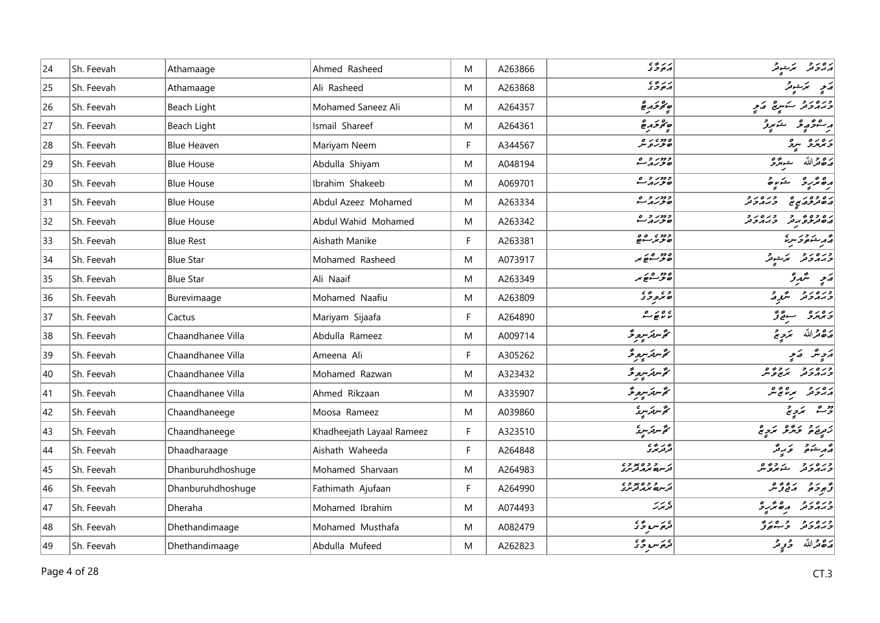| 24 | Sh. Feevah | Athamaage | Ahmed Rasheed | M | A263866 | އަތަމާގެ | އަޙްމަދު ރަޝީދު |
|---|---|---|---|---|---|---|---|
| 25 | Sh. Feevah | Athamaage | Ali Rasheed | M | A263868 | އަތަމާގެ | އަލީ ރަޝީދު |
| 26 | Sh. Feevah | Beach Light | Mohamed Saneez Ali | M | A264357 | ބީޗްލައިޓް | މުޙައްމަދު ސަނީޒް އަލީ |
| 27 | Sh. Feevah | Beach Light | Ismail Shareef | M | A264361 | ބީޗްލައިޓް | އިސްމާޢީލް ޝަރީފް |
| 28 | Sh. Feevah | Blue Heaven | Mariyam Neem | F | A344567 | ބުލޫހެވަން | މަރިޔަމް ނީމް |
| 29 | Sh. Feevah | Blue House | Abdulla Shiyam | M | A048194 | ބުލޫހައުސް | އަބްދުﷲ ޝިޔާމް |
| 30 | Sh. Feevah | Blue House | Ibrahim Shakeeb | M | A069701 | ބުލޫހައުސް | އިބްރާހީމް ޝަކީބު |
| 31 | Sh. Feevah | Blue House | Abdul Azeez Mohamed | M | A263334 | ބުލޫހައުސް | އަބްދުލްޢަޒީޒް މުޙައްމަދު |
| 32 | Sh. Feevah | Blue House | Abdul Wahid Mohamed | M | A263342 | ބުލޫހައުސް | އަބްދުލްވާހިދު މުޙައްމަދު |
| 33 | Sh. Feevah | Blue Rest | Aishath Manike | F | A263381 | ބުލޫރެސްޓް | އާއިޝަތުމަނިކެ |
| 34 | Sh. Feevah | Blue Star | Mohamed Rasheed | M | A073917 | ބުލޫސްޓާރ | މުޙައްމަދު ރަޝީދު |
| 35 | Sh. Feevah | Blue Star | Ali Naaif | M | A263349 | ބުލޫސްޓާރ | އަލީ ނާއިފް |
| 36 | Sh. Feevah | Burevimaage | Mohamed Naafiu | M | A263809 | ބުރެވިމާގެ | މުޙައްމަދު ނާފިއު |
| 37 | Sh. Feevah | Cactus | Mariyam Sijaafa | F | A264890 | ކެކްޓަސް | މަރިޔަމް ސިޖާފާ |
| 38 | Sh. Feevah | Chaandhanee Villa | Abdulla Rameez | M | A009714 | ޗާނދަނީވިލާ | އަބްދުﷲ ރަމީޒު |
| 39 | Sh. Feevah | Chaandhanee Villa | Ameena Ali | F | A305262 | ޗާނދަނީވިލާ | އަމީނާ އަލީ |
| 40 | Sh. Feevah | Chaandhanee Villa | Mohamed Razwan | M | A323432 | ޗާނދަނީވިލާ | މުޙައްމަދު ރަޟްވާން |
| 41 | Sh. Feevah | Chaandhanee Villa | Ahmed Rikzaan | M | A335907 | ޗާނދަނީވިލާ | އަޙްމަދު ރިކްޒާން |
| 42 | Sh. Feevah | Chaandhaneege | Moosa Rameez | M | A039860 | ޗާނދަނީގެ | މޫސާ ރަމީޒު |
| 43 | Sh. Feevah | Chaandhaneege | Khadheejath Layaal Rameez | F | A323510 | ޗާނދަނީގެ | ޚަދީޖަތު ލަޔާލް ރަމީޒް |
| 44 | Sh. Feevah | Dhaadharaage | Aishath Waheeda | F | A264848 | ދާދަރާގެ | އާއިޝަތު ވަހީދާ |
| 45 | Sh. Feevah | Dhanburuhdhoshuge | Mohamed Sharvaan | M | A264983 | ދަނބުރުއްދޮށުގެ | މުޙައްމަދު ޝަރުވާން |
| 46 | Sh. Feevah | Dhanburuhdhoshuge | Fathimath Ajufaan | F | A264990 | ދަނބުރުއްދޮށުގެ | ފާތިމަތު އަޖުފާން |
| 47 | Sh. Feevah | Dheraha | Mohamed Ibrahim | M | A074493 | ދެރަހަ | މުޙައްމަދު އިބްރާހީމް |
| 48 | Sh. Feevah | Dhethandimaage | Mohamed Musthafa | M | A082479 | ދެތަނޑިމާގެ | މުޙައްމަދު މުސްތަފާ |
| 49 | Sh. Feevah | Dhethandimaage | Abdulla Mufeed | M | A262823 | ދެތަނޑިމާގެ | އަބްދުﷲ މުފީދު |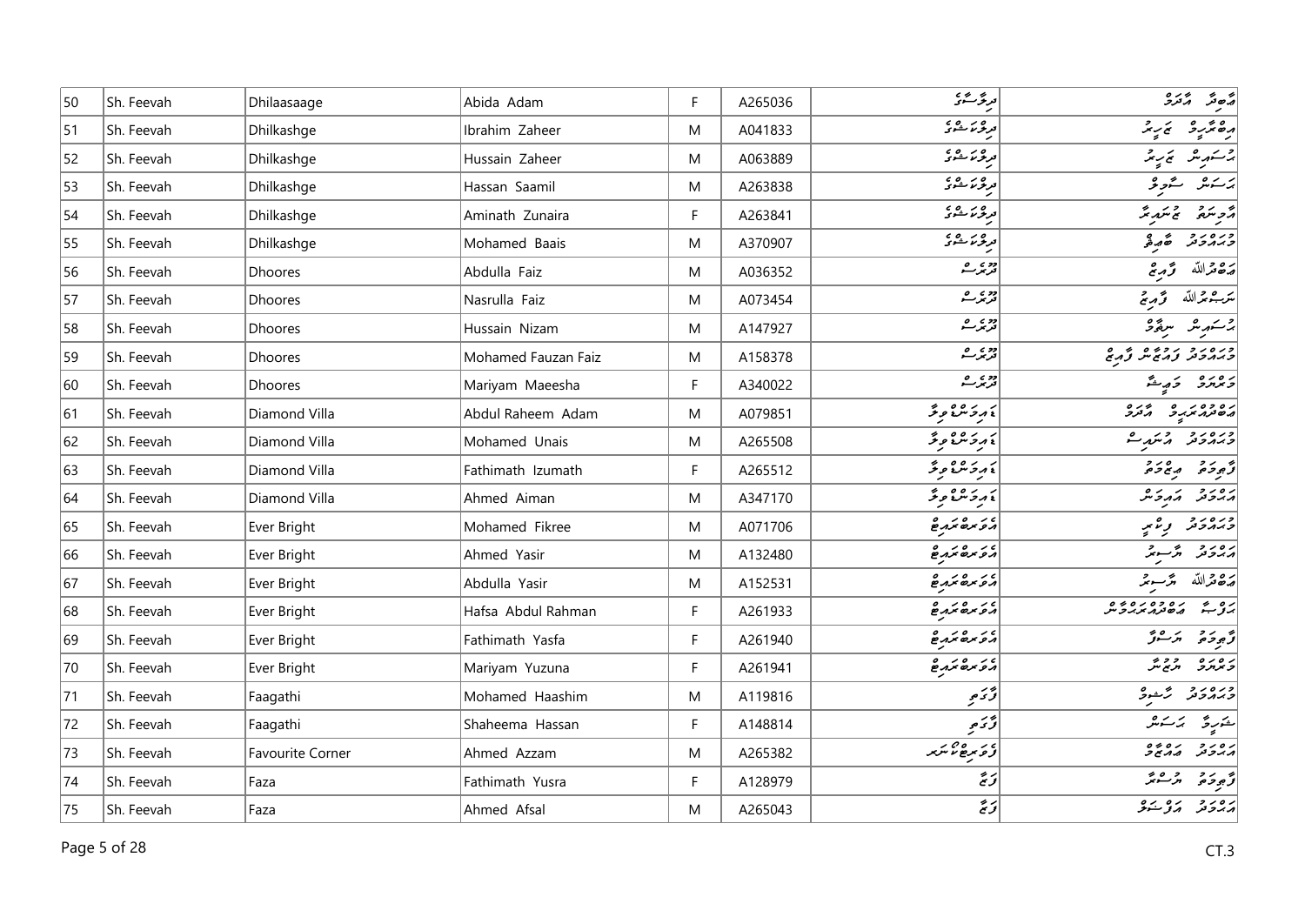| 50 | Sh. Feevah | Dhilaasaage | Abida Adam | F | A265036 | ދިލާސާގެ | އާބިދާ އާދަމް |
|---|---|---|---|---|---|---|---|
| 51 | Sh. Feevah | Dhilkashge | Ibrahim Zaheer | M | A041833 | ދިލްކަށްގެ | އިބްރާހީމް ޒަހީރު |
| 52 | Sh. Feevah | Dhilkashge | Hussain Zaheer | M | A063889 | ދިލްކަށްގެ | ހުސައިން ޒަހީރު |
| 53 | Sh. Feevah | Dhilkashge | Hassan Saamil | M | A263838 | ދިލްކަށްގެ | ހަސަން ސާމިލް |
| 54 | Sh. Feevah | Dhilkashge | Aminath Zunaira | F | A263841 | ދިލްކަށްގެ | އާމިނަތު ޒުނައިރާ |
| 55 | Sh. Feevah | Dhilkashge | Mohamed Baais | M | A370907 | ދިލްކަށްގެ | މުޙައްމަދު ބާއިސް |
| 56 | Sh. Feevah | Dhoores | Abdulla Faiz | M | A036352 | ދޫރެސް | އަބްދުﷲ ފާއިޒް |
| 57 | Sh. Feevah | Dhoores | Nasrulla Faiz | M | A073454 | ދޫރެސް | ނަޞްރުﷲ ފާއިޒް |
| 58 | Sh. Feevah | Dhoores | Hussain Nizam | M | A147927 | ދޫރެސް | ހުސައިން ނިޒާމް |
| 59 | Sh. Feevah | Dhoores | Mohamed Fauzan Faiz | M | A158378 | ދޫރެސް | މުޙައްމަދު ފައުޒާން ފާއިޒް |
| 60 | Sh. Feevah | Dhoores | Mariyam Maeesha | F | A340022 | ދޫރެސް | މަރިޔަމް މައީޝާ |
| 61 | Sh. Feevah | Diamond Villa | Abdul Raheem Adam | M | A079851 | ޑައިމަންޑް ވިލާ | އަބްދުއްރަޙީމް އާދަމް |
| 62 | Sh. Feevah | Diamond Villa | Mohamed Unais | M | A265508 | ޑައިމަންޑް ވިލާ | މުޙައްމަދު އުނައިސް |
| 63 | Sh. Feevah | Diamond Villa | Fathimath Izumath | F | A265512 | ޑައިމަންޑް ވިލާ | ފާތިމަތު އިޒުމަތު |
| 64 | Sh. Feevah | Diamond Villa | Ahmed Aiman | M | A347170 | ޑައިމަންޑް ވިލާ | އަޙްމަދު އައިމަން |
| 65 | Sh. Feevah | Ever Bright | Mohamed Fikree | M | A071706 | އެވަރބްރައިޓް | މުޙައްމަދު ފިކްރީ |
| 66 | Sh. Feevah | Ever Bright | Ahmed Yasir | M | A132480 | އެވަރބްރައިޓް | އަޙްމަދު ޔާސިރު |
| 67 | Sh. Feevah | Ever Bright | Abdulla Yasir | M | A152531 | އެވަރބްރައިޓް | އަބްދުﷲ ޔާސިރު |
| 68 | Sh. Feevah | Ever Bright | Hafsa Abdul Rahman | F | A261933 | އެވަރބްރައިޓް | ހަފްޞާ އަބްދުއްރަޙްމާން |
| 69 | Sh. Feevah | Ever Bright | Fathimath Yasfa | F | A261940 | އެވަރބްރައިޓް | ފާތިމަތު ޔަސްފާ |
| 70 | Sh. Feevah | Ever Bright | Mariyam Yuzuna | F | A261941 | އެވަރބްރައިޓް | މަރިޔަމް ޔޫޒުނާ |
| 71 | Sh. Feevah | Faagathi | Mohamed Haashim | M | A119816 | ފާގަތި | މުޙައްމަދު ހާޝިމް |
| 72 | Sh. Feevah | Faagathi | Shaheema Hassan | F | A148814 | ފާގަތި | ޝަހީމާ ހަސަން |
| 73 | Sh. Feevah | Favourite Corner | Ahmed Azzam | M | A265382 | ފޭވަރިޓްކޯނަރ | އަޙްމަދު އައްޒާމް |
| 74 | Sh. Feevah | Faza | Fathimath Yusra | F | A128979 | ފަޒާ | ފާތިމަތު ޔުސްރާ |
| 75 | Sh. Feevah | Faza | Ahmed Afsal | M | A265043 | ފަޒާ | އަޙްމަދު އަފްސަލް |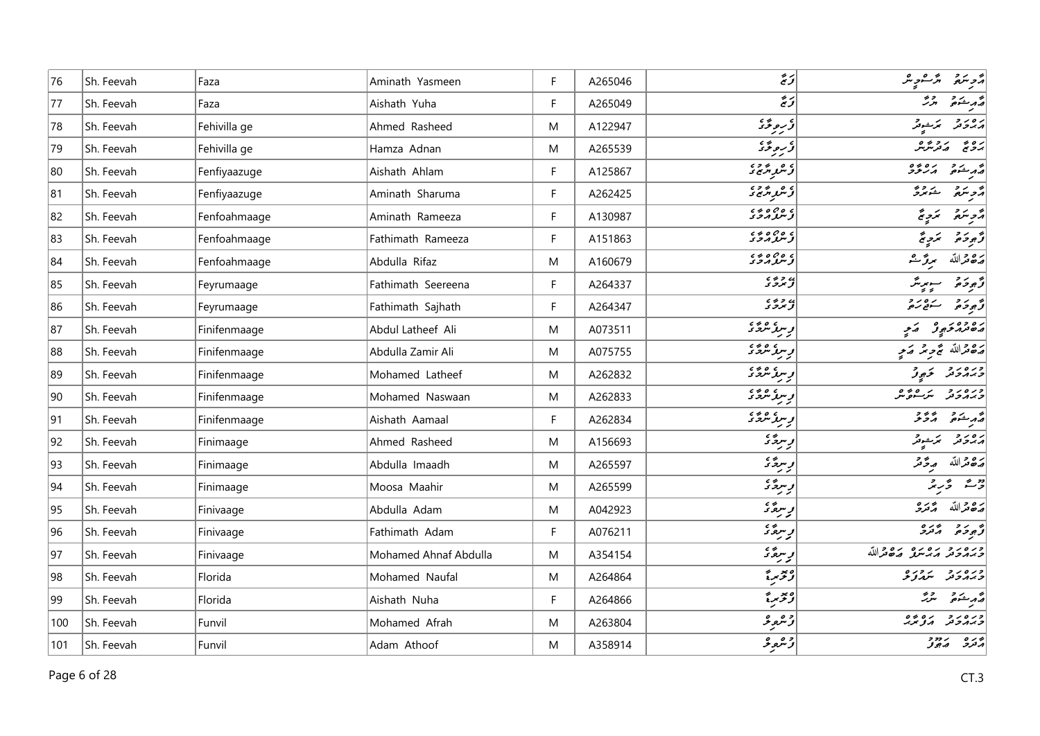| 76 | Sh. Feevah | Faza | Aminath Yasmeen | F | A265046 | ژَتَّ | أَرَّحِ سَرَة بَرْ سَوْحِ سْ |
|---|---|---|---|---|---|---|---|
| 77 | Sh. Feevah | Faza | Aishath Yuha | F | A265049 | ژَتَّ | مَّهْرِ شَوْ تَرْرَ |
| 78 | Sh. Feevah | Fehivilla ge | Ahmed Rasheed | M | A122947 | ژَرِ وِ تَرَ | مَرْوَسْ بَرَشِيْتْر |
| 79 | Sh. Feevah | Fehivilla ge | Hamza Adnan | M | A265539 | ژَرِ وِ تَرَ | بَرَوْ تَحْ مَرْتَرْسَرْس |
| 80 | Sh. Feevah | Fenfiyaazuge | Aishath Ahlam | F | A125867 | ژَسْرَوِ مَرَّحْ يَ | مَّهْرِ شَوْ مَرَ حُرَّوْ |
| 81 | Sh. Feevah | Fenfiyaazuge | Aminath Sharuma | F | A262425 | ژَسْرَوِ مَرَّحْ يَ | أَرَّحِ سَرَة شَوَ بَرْ وَّ |
| 82 | Sh. Feevah | Fenfoahmaage | Aminath Rameeza | F | A130987 | ژَسْرَوْ مَرْ وَّ يَ | أَرَّحِ سَرَة بَرَ وِيْ تَّ |
| 83 | Sh. Feevah | Fenfoahmaage | Fathimath Rameeza | F | A151863 | ژَسْرَوْ مَرْ وَّ يَ | وَّجِ وَرَهْ بَرَ وِيْ تَّ |
| 84 | Sh. Feevah | Fenfoahmaage | Abdulla Rifaz | M | A160679 | ژَسْرَوْ مَرْ وَّ يَ | مَرْهُ تَرْ اللّه بِرِوَّ سْتَ |
| 85 | Sh. Feevah | Feyrumaage | Fathimath Seereena | F | A264337 | ژَبَرْ وَّ يَ | وَّجِ وَرَهْ سِوِيْرِيْسْرَ |
| 86 | Sh. Feevah | Feyrumaage | Fathimath Sajhath | F | A264347 | ژَبَرْ وَّ يَ | وَّجِ وَرَهْ سَوْ يْ رَهْ |
| 87 | Sh. Feevah | Finifenmaage | Abdul Latheef Ali | M | A073511 | وِسِرِ ژَسْرْ وَّ يَ | مَرْهُ تَرْمَرْ تَرِيْوُ مَرِ |
| 88 | Sh. Feevah | Finifenmaage | Abdulla Zamir Ali | M | A075755 | وِسِرِ ژَسْرْ وَّ يَ | مَرْهُ تَرْ اللّه تَحْ وِ تَرْ مَرِ |
| 89 | Sh. Feevah | Finifenmaage | Mohamed Latheef | M | A262832 | وِسِرِ ژَسْرْ وَّ يَ | وَرَهْ وَتَرْ تَرْجِوْ |
| 90 | Sh. Feevah | Finifenmaage | Mohamed Naswaan | M | A262833 | وِسِرِ ژَسْرْ وَّ يَ | وَرَهْ وَتَرْ سَرَ سْوَّ سْ |
| 91 | Sh. Feevah | Finifenmaage | Aishath Aamaal | F | A262834 | وِسِرِ ژَسْرْ وَّ يَ | مَّهْرِ شَوْ مَّ وَّ وْ |
| 92 | Sh. Feevah | Finimaage | Ahmed Rasheed | M | A156693 | وِسِرِ وَّ يَ | مَرْوَسْ بَرَشِيْتْر |
| 93 | Sh. Feevah | Finimaage | Abdulla Imaadh | M | A265597 | وِسِرِ وَّ يَ | مَرْهُ تَرْ اللّه مِرَّتَرْ |
| 94 | Sh. Feevah | Finimaage | Moosa Maahir | M | A265599 | وِسِرِ وَّ يَ | وُسَّ وَّرِ بَرْ |
| 95 | Sh. Feevah | Finivaage | Abdulla Adam | M | A042923 | وِسِرِ وَّ يَ | مَرْهُ تَرْ اللّه مَّ تَرَوْ |
| 96 | Sh. Feevah | Finivaage | Fathimath Adam | F | A076211 | وِسِرِ وَّ يَ | وَّجِ وَرَهْ مَّ تَرَوْ |
| 97 | Sh. Feevah | Finivaage | Mohamed Ahnaf Abdulla | M | A354154 | وِسِرِ وَّ يَ | وَرَهْ وَتَرْ مَرْ سَرَوْ مَرْهُ تَرْ اللّه |
| 98 | Sh. Feevah | Florida | Mohamed Naufal | M | A264864 | ژُوْ بِرِ تَّ | وَرَهْ وَتَرْ سَرَمْ وَّ وْ |
| 99 | Sh. Feevah | Florida | Aishath Nuha | F | A264866 | ژُوْ بِرِ تَّ | مَّهْرِ شَوْ سُرَّ |
| 100 | Sh. Feevah | Funvil | Mohamed Afrah | M | A263804 | ژُسْرْوِ وْ | وَرَهْ وَتَرْ مَرْ وْ بَرْ |
| 101 | Sh. Feevah | Funvil | Adam Athoof | M | A358914 | ژُسْرْوِ وْ | مَّ تَرَوْ مَرَ جُوْ |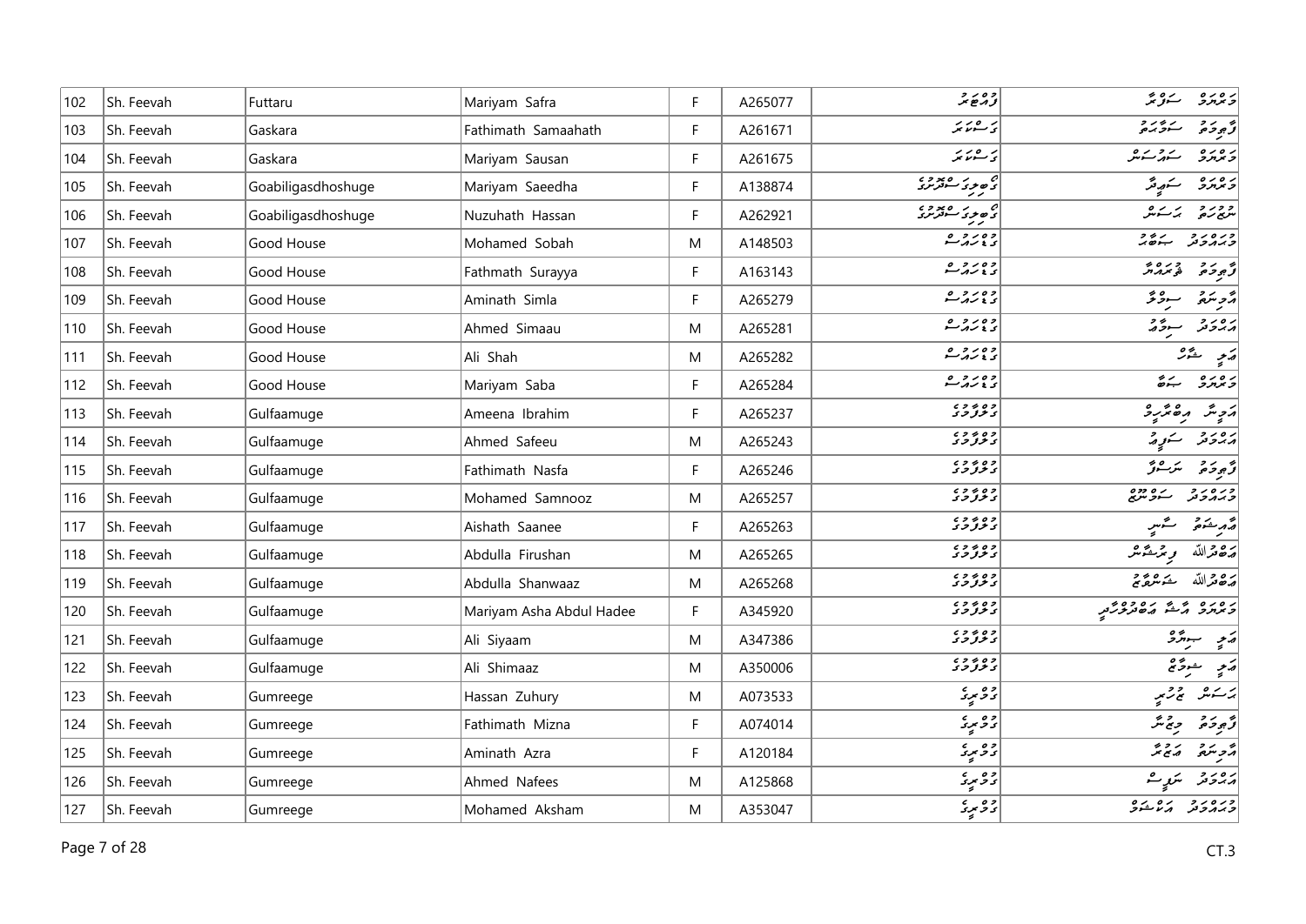| 102 | Sh. Feevah | Futtaru | Mariyam Safra | F | A265077 | ژەھ بر | ئەمەرە سۆرىگە |
|---|---|---|---|---|---|---|---|
| 103 | Sh. Feevah | Gaskara | Fathimath Samaahath | F | A261671 | ئەسىرىمە | ۋە ئەمە سەۋىرە |
| 104 | Sh. Feevah | Gaskara | Mariyam Sausan | F | A261675 | ئەسىرىمە | ئەمەرە سەرسەش |
| 105 | Sh. Feevah | Goabiligasdhoshuge | Mariyam Saeedha | F | A138874 | ئۇھوتەسىۋرى | ئەمەرە سەھەقر |
| 106 | Sh. Feevah | Goabiligasdhoshuge | Nuzuhath Hassan | F | A262921 | ئۇھوتەسىۋرى | شرىرە ئەسەش |
| 107 | Sh. Feevah | Good House | Mohamed Sobah | M | A148503 | ئەمەرە | ئەمەرە سەھە |
| 108 | Sh. Feevah | Good House | Fathmath Surayya | F | A163143 | ئەمەرە | ۋە ئەمە ھىرمەر |
| 109 | Sh. Feevah | Good House | Aminath Simla | F | A265279 | ئەمەرە | ئەرسىھ سوۋى |
| 110 | Sh. Feevah | Good House | Ahmed Simaau | M | A265281 | ئەمەرە | ئەمەرە سوۋە |
| 111 | Sh. Feevah | Good House | Ali Shah | M | A265282 | ئەمەرە | ئەمو شىر |
| 112 | Sh. Feevah | Good House | Mariyam Saba | F | A265284 | ئەمەرە | ئەمەرە سەھ |
| 113 | Sh. Feevah | Gulfaamuge | Ameena Ibrahim | F | A265237 | ئەۋۋەى | ئەرپىر رەھرىرۋ |
| 114 | Sh. Feevah | Gulfaamuge | Ahmed Safeeu | M | A265243 | ئەۋۋەى | ئەمەرە سەرەر |
| 115 | Sh. Feevah | Gulfaamuge | Fathimath Nasfa | F | A265246 | ئەۋۋەى | ۋە ئەمە سرسۇ |
| 116 | Sh. Feevah | Gulfaamuge | Mohamed Samnooz | M | A265257 | ئەۋۋەى | ئەمەرە سەۋسرچ |
| 117 | Sh. Feevah | Gulfaamuge | Aishath Saanee | F | A265263 | ئەۋۋەى | ئەمرشەم سەسر |
| 118 | Sh. Feevah | Gulfaamuge | Abdulla Firushan | M | A265265 | ئەۋۋەى | ئەھەقراللە ۋېرشەش |
| 119 | Sh. Feevah | Gulfaamuge | Abdulla Shanwaaz | M | A265268 | ئەۋۋەى | ئەھەقراللە شەسرەج |
| 120 | Sh. Feevah | Gulfaamuge | Mariyam Asha Abdul Hadee | F | A345920 | ئەۋۋەى | ئەمەرە ئەشە ئەھەقرۇرىر |
| 121 | Sh. Feevah | Gulfaamuge | Ali Siyaam | M | A347386 | ئەۋۋەى | ئەمو سوئرۇ |
| 122 | Sh. Feevah | Gulfaamuge | Ali Shimaaz | M | A350006 | ئەۋۋەى | ئەمو شوۋچ |
| 123 | Sh. Feevah | Gumreege | Hassan Zuhury | M | A073533 | ئەۋبرى | ئەسەش چرىر |
| 124 | Sh. Feevah | Gumreege | Fathimath Mizna | F | A074014 | ئەۋبرى | ۋە ئەمە وچىر |
| 125 | Sh. Feevah | Gumreege | Aminath Azra | F | A120184 | ئەۋبرى | ئەرسىھ ئەچىر |
| 126 | Sh. Feevah | Gumreege | Ahmed Nafees | M | A125868 | ئەۋبرى | ئەمەرە سرۇرسە |
| 127 | Sh. Feevah | Gumreege | Mohamed Aksham | M | A353047 | ئەۋبرى | ئەمەرە ئەمشەۋ |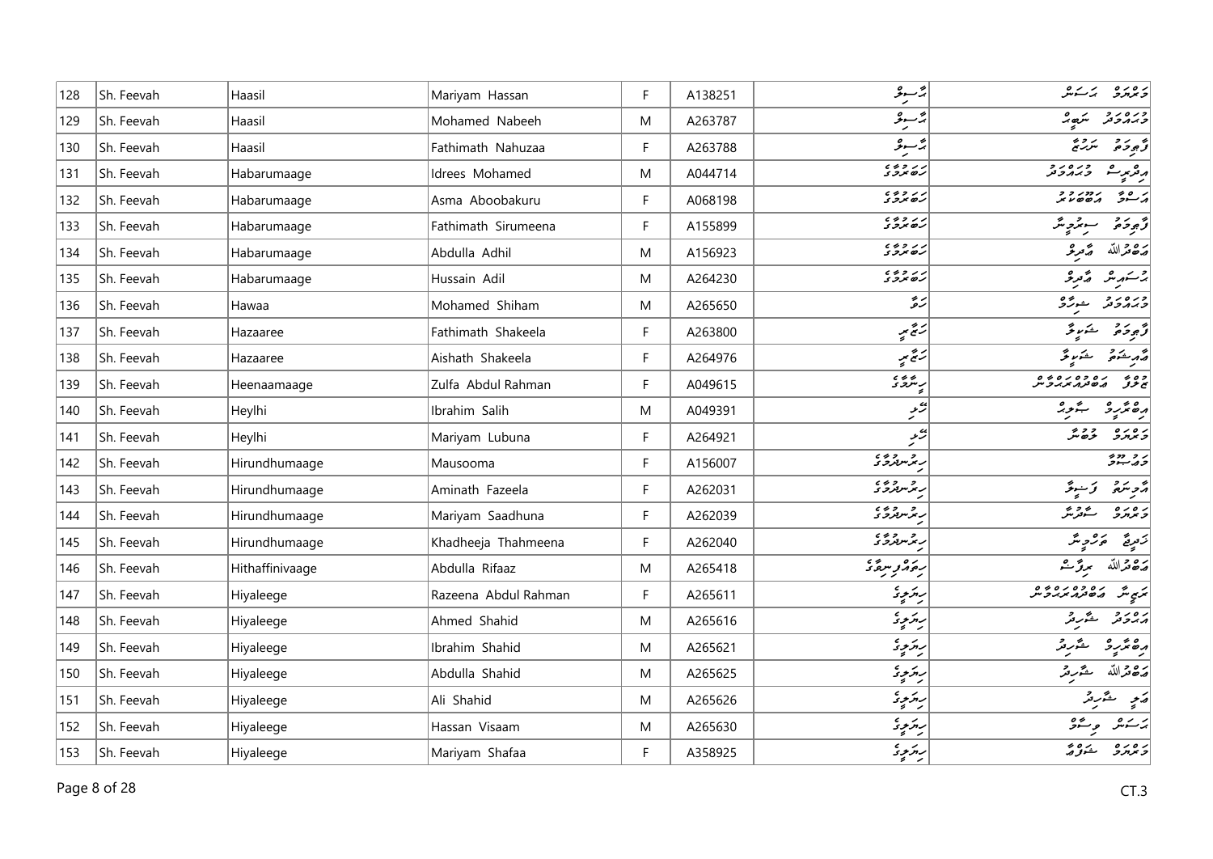| 128 | Sh. Feevah | Haasil | Mariyam Hassan | F | A138251 | ހާސިލް | މަރިޔަމް ހަސަން |
|---|---|---|---|---|---|---|---|
| 129 | Sh. Feevah | Haasil | Mohamed Nabeeh | M | A263787 | ހާސިލް | މުހައްމަދު ނަބީހު |
| 130 | Sh. Feevah | Haasil | Fathimath Nahuzaa | F | A263788 | ހާސިލް | ފާތިމަތު ނަހުޒާ |
| 131 | Sh. Feevah | Habarumaage | Idrees Mohamed | M | A044714 | ހަބަރުމާގެ | އިދުރީސް މުހައްމަދު |
| 132 | Sh. Feevah | Habarumaage | Asma Aboobakuru | F | A068198 | ހަބަރުމާގެ | އަސްމާ އަބޫބަކުރު |
| 133 | Sh. Feevah | Habarumaage | Fathimath Sirumeena | F | A155899 | ހަބަރުމާގެ | ފާތިމަތު ސިރުމީނާ |
| 134 | Sh. Feevah | Habarumaage | Abdulla Adhil | M | A156923 | ހަބަރުމާގެ | އަބްދުﷲ އާދިލް |
| 135 | Sh. Feevah | Habarumaage | Hussain Adil | M | A264230 | ހަބަރުމާގެ | ހުސައިން އާދިލް |
| 136 | Sh. Feevah | Hawaa | Mohamed Shiham | M | A265650 | ހަވާ | މުހައްމަދު ޝިހާމް |
| 137 | Sh. Feevah | Hazaaree | Fathimath Shakeela | F | A263800 | ހަޒާރީ | ފާތިމަތު ޝަކީލާ |
| 138 | Sh. Feevah | Hazaaree | Aishath Shakeela | F | A264976 | ހަޒާރީ | އައިޝަތު ޝަކީލާ |
| 139 | Sh. Feevah | Heenaamaage | Zulfa Abdul Rahman | F | A049615 | ހީނާމާގެ | ޒުލްފާ އަބްދުއްރަޙްމާން |
| 140 | Sh. Feevah | Heylhi | Ibrahim Salih | M | A049391 | ހޭޅި | އިބްރާހީމް ސާލިހް |
| 141 | Sh. Feevah | Heylhi | Mariyam Lubuna | F | A264921 | ހޭޅި | މަރިޔަމް ލުބުނާ |
| 142 | Sh. Feevah | Hirundhumaage | Mausooma | F | A156007 | ހިރުންދުމާގެ | މައުސޫމާ |
| 143 | Sh. Feevah | Hirundhumaage | Aminath Fazeela | F | A262031 | ހިރުންދުމާގެ | އާމިނަތު ފަޒީލާ |
| 144 | Sh. Feevah | Hirundhumaage | Mariyam Saadhuna | F | A262039 | ހިރުންދުމާގެ | މަރިޔަމް ސާދުނާ |
| 145 | Sh. Feevah | Hirundhumaage | Khadheeja Thahmeena | F | A262040 | ހިރުންދުމާގެ | ޚަދީޖާ ތަހުމީނާ |
| 146 | Sh. Feevah | Hithaffinivaage | Abdulla Rifaaz | M | A265418 | ހިތަފިނިވާގެ | އަބްދުﷲ ރިފާޒް |
| 147 | Sh. Feevah | Hiyaleege | Razeena Abdul Rahman | F | A265611 | ހިޔަލީގެ | ރަޒީނާ އަބްދުއްރަޙްމާން |
| 148 | Sh. Feevah | Hiyaleege | Ahmed Shahid | M | A265616 | ހިޔަލީގެ | އަހްމަދު ޝާހިދު |
| 149 | Sh. Feevah | Hiyaleege | Ibrahim Shahid | M | A265621 | ހިޔަލީގެ | އިބްރާހީމް ޝާހިދު |
| 150 | Sh. Feevah | Hiyaleege | Abdulla Shahid | M | A265625 | ހިޔަލީގެ | އަބްދުﷲ ޝާހިދު |
| 151 | Sh. Feevah | Hiyaleege | Ali Shahid | M | A265626 | ހިޔަލީގެ | އަލި ޝާހިދު |
| 152 | Sh. Feevah | Hiyaleege | Hassan Visaam | M | A265630 | ހިޔަލީގެ | ހަސަން ވިސާމް |
| 153 | Sh. Feevah | Hiyaleege | Mariyam Shafaa | F | A358925 | ހިޔަލީގެ | މަރިޔަމް ޝަފާއު |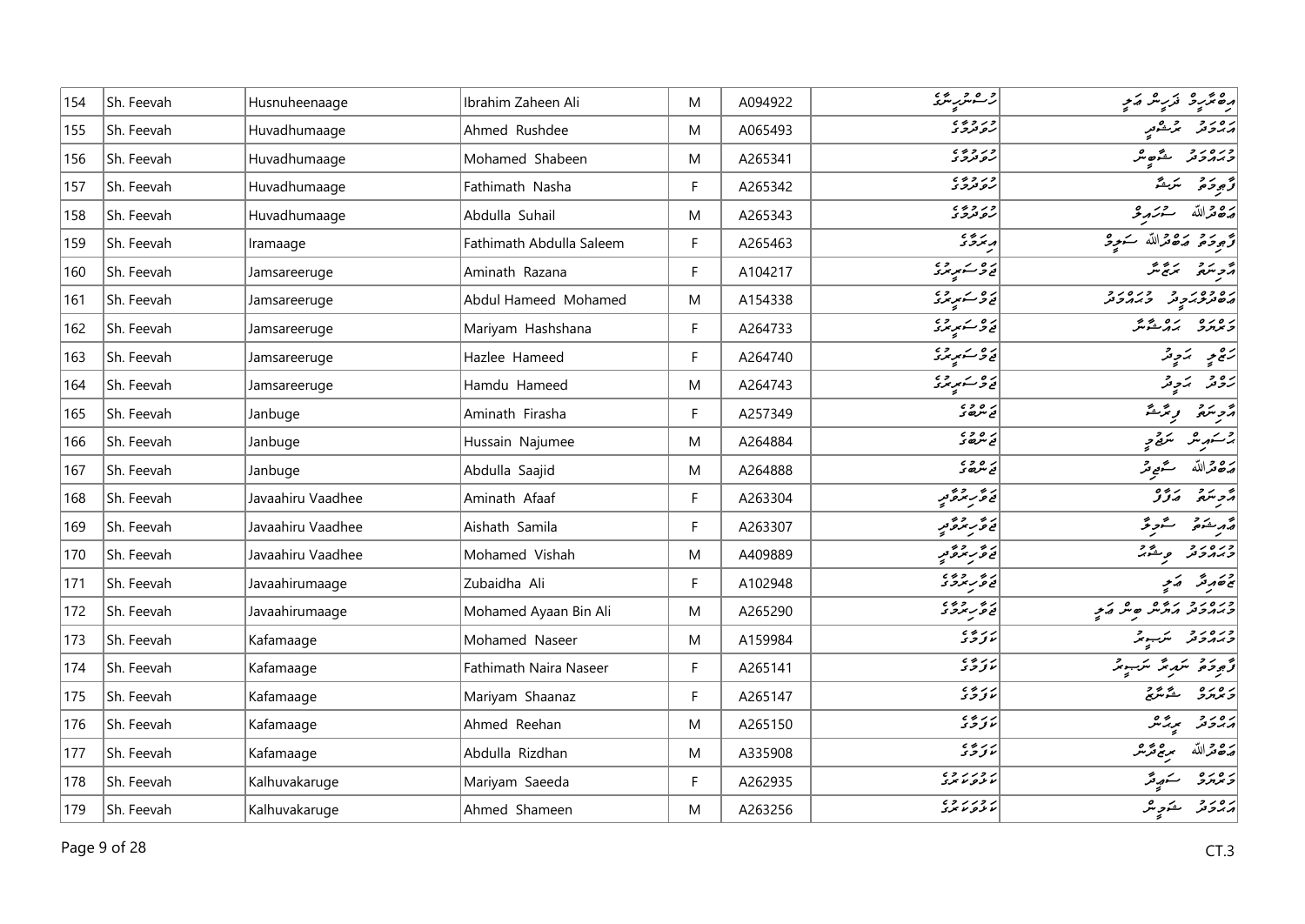| 154 | Sh. Feevah | Husnuheenaage | Ibrahim Zaheen Ali | M | A094922 | ޙުސްނުހީނާގެ | އިބްރާހީމް ޒަހީން ޢަލީ |
|---|---|---|---|---|---|---|---|
| 155 | Sh. Feevah | Huvadhumaage | Ahmed Rushdee | M | A065493 | ހުވަދުމާގެ | އަހްމަދު ރުޝްދީ |
| 156 | Sh. Feevah | Huvadhumaage | Mohamed Shabeen | M | A265341 | ހުވަދުމާގެ | މުހައްމަދު ޝާބީން |
| 157 | Sh. Feevah | Huvadhumaage | Fathimath Nasha | F | A265342 | ހުވަދުމާގެ | ފާތިމަތު ނަޝާ |
| 158 | Sh. Feevah | Huvadhumaage | Abdulla Suhail | M | A265343 | ހުވަދުމާގެ | އަބްދުﷲ ސުހައިލް |
| 159 | Sh. Feevah | Iramaage | Fathimath Abdulla Saleem | F | A265463 | އިރަމާގެ | ފާތިމަތު އަބްދުﷲ ސަލީމް |
| 160 | Sh. Feevah | Jamsareeruge | Aminath Razana | F | A104217 | ޖަމްސަރީރުގެ | އާމިނަތު ރަޒާނާ |
| 161 | Sh. Feevah | Jamsareeruge | Abdul Hameed Mohamed | M | A154338 | ޖަމްސަރީރުގެ | އަބްދުލްޙަމީދު މުހައްމަދު |
| 162 | Sh. Feevah | Jamsareeruge | Mariyam Hashshana | F | A264733 | ޖަމްސަރީރުގެ | މަރިޔަމް ހައްޝާނާ |
| 163 | Sh. Feevah | Jamsareeruge | Hazlee Hameed | F | A264740 | ޖަމްސަރީރުގެ | ހަޒްލީ ހަމީދު |
| 164 | Sh. Feevah | Jamsareeruge | Hamdu Hameed | M | A264743 | ޖަމްސަރީރުގެ | ހަމްދު ހަމީދު |
| 165 | Sh. Feevah | Janbuge | Aminath Firasha | F | A257349 | ޖަންބުގެ | އާމިނަތު ފިރާޝާ |
| 166 | Sh. Feevah | Janbuge | Hussain Najumee | M | A264884 | ޖަންބުގެ | ހުސައިން ނަޖުމީ |
| 167 | Sh. Feevah | Janbuge | Abdulla Saajid | M | A264888 | ޖަންބުގެ | އަބްދުﷲ ސާޖިދު |
| 168 | Sh. Feevah | Javaahiru Vaadhee | Aminath Afaaf | F | A263304 | ޖަވާހިރުވާދީ | އާމިނަތު އަފާފް |
| 169 | Sh. Feevah | Javaahiru Vaadhee | Aishath Samila | F | A263307 | ޖަވާހިރުވާދީ | އައިޝަތު ސާމިލާ |
| 170 | Sh. Feevah | Javaahiru Vaadhee | Mohamed Vishah | M | A409889 | ޖަވާހިރުވާދީ | މުހައްމަދު ވިޝާހް |
| 171 | Sh. Feevah | Javaahirumaage | Zubaidha Ali | F | A102948 | ޖަވާހިރުމާގެ | ޒުބައިދާ ޢަލީ |
| 172 | Sh. Feevah | Javaahirumaage | Mohamed Ayaan Bin Ali | M | A265290 | ޖަވާހިރުމާގެ | މުހައްމަދު އަޔާން ބިން ޢަލީ |
| 173 | Sh. Feevah | Kafamaage | Mohamed Naseer | M | A159984 | ކަފަމާގެ | މުހައްމަދު ނަސީރު |
| 174 | Sh. Feevah | Kafamaage | Fathimath Naira Naseer | F | A265141 | ކަފަމާގެ | ފާތިމަތު ނައިރާ ނަސީރު |
| 175 | Sh. Feevah | Kafamaage | Mariyam Shaanaz | F | A265147 | ކަފަމާގެ | މަރިޔަމް ޝާނާޒް |
| 176 | Sh. Feevah | Kafamaage | Ahmed Reehan | M | A265150 | ކަފަމާގެ | އަހްމަދު ރީހާން |
| 177 | Sh. Feevah | Kafamaage | Abdulla Rizdhan | M | A335908 | ކަފަމާގެ | އަބްދުﷲ ރިޒްދާން |
| 178 | Sh. Feevah | Kalhuvakaruge | Mariyam Saeeda | F | A262935 | ކަޅުވަކަރުގެ | މަރިޔަމް ސައީދާ |
| 179 | Sh. Feevah | Kalhuvakaruge | Ahmed Shameen | M | A263256 | ކަޅުވަކަރުގެ | އަހްމަދު ޝަމީން |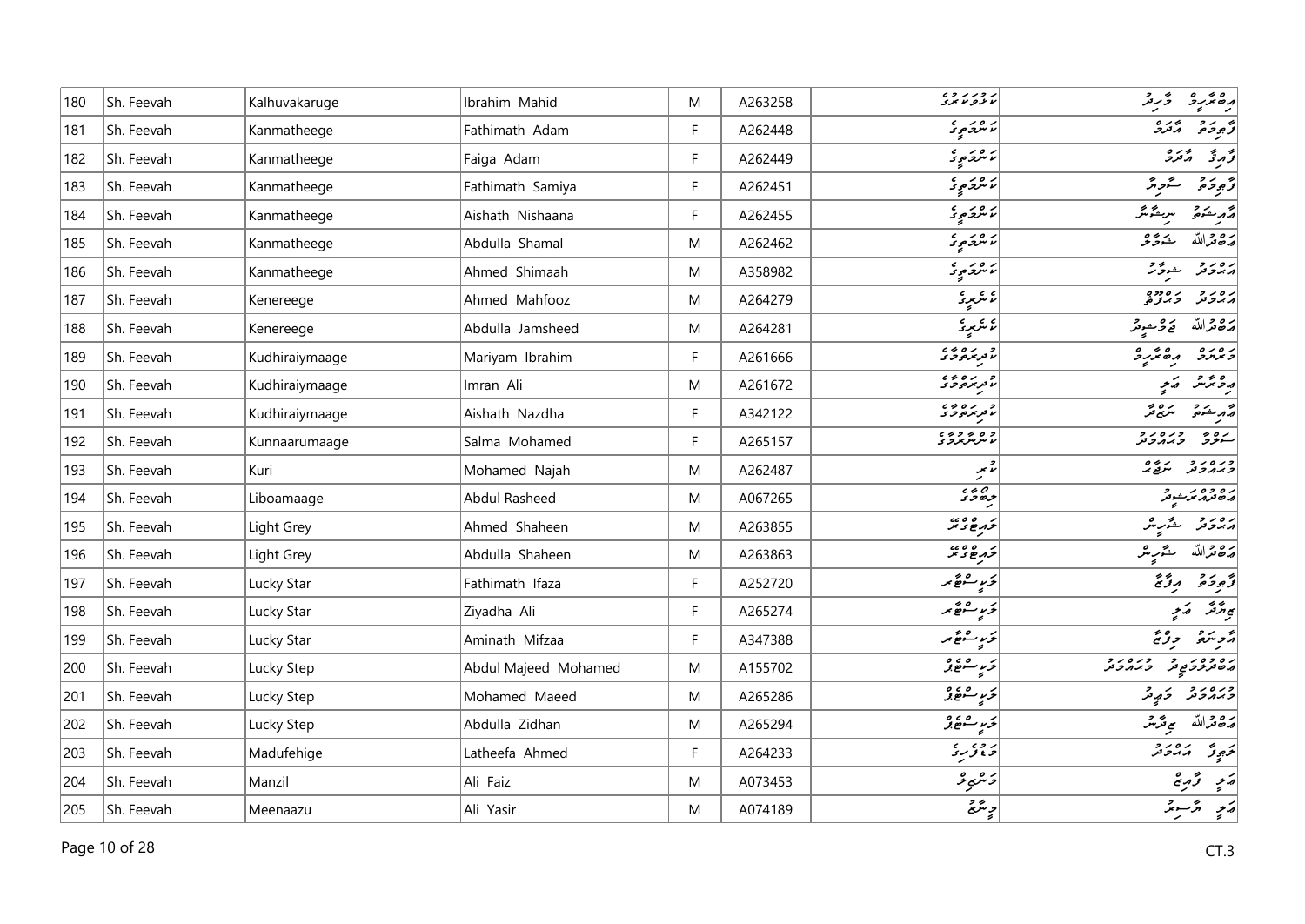| 180 | Sh. Feevah | Kalhuvakaruge | Ibrahim Mahid | M | A263258 | ކަޅުވަކަރުގެ | އިބްރާހީމް މާހިދު |
|---|---|---|---|---|---|---|---|
| 181 | Sh. Feevah | Kanmatheege | Fathimath Adam | F | A262448 | ކަންމަތީގެ | ފާތިމަތު އާދަމް |
| 182 | Sh. Feevah | Kanmatheege | Faiga Adam | F | A262449 | ކަންމަތީގެ | ފާއިގާ އާދަމް |
| 183 | Sh. Feevah | Kanmatheege | Fathimath Samiya | F | A262451 | ކަންމަތީގެ | ފާތިމަތު ސާމިޔާ |
| 184 | Sh. Feevah | Kanmatheege | Aishath Nishaana | F | A262455 | ކަންމަތީގެ | އާއިޝަތު ނިޝާނާ |
| 185 | Sh. Feevah | Kanmatheege | Abdulla Shamal | M | A262462 | ކަންމަތީގެ | އަބްދުﷲ ޝަމާލް |
| 186 | Sh. Feevah | Kanmatheege | Ahmed Shimaah | M | A358982 | ކަންމަތީގެ | އަހްމަދު ޝިމާހު |
| 187 | Sh. Feevah | Kenereege | Ahmed Mahfooz | M | A264279 | ކެނެރީގެ | އަހްމަދު މަޙްފޫޒު |
| 188 | Sh. Feevah | Kenereege | Abdulla Jamsheed | M | A264281 | ކެނެރީގެ | އަބްދުﷲ ޖަމްޝީދު |
| 189 | Sh. Feevah | Kudhiraiymaage | Mariyam Ibrahim | F | A261666 | ކުދިރައްމާގެ | މަރިޔަމް އިބްރާހީމް |
| 190 | Sh. Feevah | Kudhiraiymaage | Imran Ali | M | A261672 | ކުދިރައްމާގެ | އިމްރާން އަލީ |
| 191 | Sh. Feevah | Kudhiraiymaage | Aishath Nazdha | F | A342122 | ކުދިރައްމާގެ | އާއިޝަތު ނަޒްދާ |
| 192 | Sh. Feevah | Kunnaarumaage | Salma Mohamed | F | A265157 | ކުންނާރުމާގެ | ސަލްމާ މުހައްމަދު |
| 193 | Sh. Feevah | Kuri | Mohamed Najah | M | A262487 | ކުރި | މުހައްމަދު ނަޖާހް |
| 194 | Sh. Feevah | Liboamaage | Abdul Rasheed | M | A067265 | ލިބޯމާގެ | އަބްދުއްރަޝީދު |
| 195 | Sh. Feevah | Light Grey | Ahmed Shaheen | M | A263855 | ލައިޓްގްރޭ | އަހްމަދު ޝާހީން |
| 196 | Sh. Feevah | Light Grey | Abdulla Shaheen | M | A263863 | ލައިޓްގްރޭ | އަބްދުﷲ ޝާހީން |
| 197 | Sh. Feevah | Lucky Star | Fathimath Ifaza | F | A252720 | ލަކީސްޓާރ | ފާތިމަތު އިފާޒާ |
| 198 | Sh. Feevah | Lucky Star | Ziyadha Ali | F | A265274 | ލަކީސްޓާރ | ޒިޔާދާ އަލީ |
| 199 | Sh. Feevah | Lucky Star | Aminath Mifzaa | F | A347388 | ލަކީސްޓާރ | އާމިނަތު މިފްޒާ |
| 200 | Sh. Feevah | Lucky Step | Abdul Majeed Mohamed | M | A155702 | ލަކީސްޓެޕް | އަބްދުލްމަޖީދު މުހައްމަދު |
| 201 | Sh. Feevah | Lucky Step | Mohamed Maeed | M | A265286 | ލަކީސްޓެޕް | މުހައްމަދު މައީދު |
| 202 | Sh. Feevah | Lucky Step | Abdulla Zidhan | M | A265294 | ލަކީސްޓެޕް | އަބްދުﷲ ޒިދާން |
| 203 | Sh. Feevah | Madufehige | Latheefa Ahmed | F | A264233 | މަޑުފެހިގެ | ލަޠީފާ އަހްމަދު |
| 204 | Sh. Feevah | Manzil | Ali Faiz | M | A073453 | މަންޒިލް | އަލީ ފާއިޒު |
| 205 | Sh. Feevah | Meenaazu | Ali Yasir | M | A074189 | މީނާޒު | އަލީ ޔާސިރު |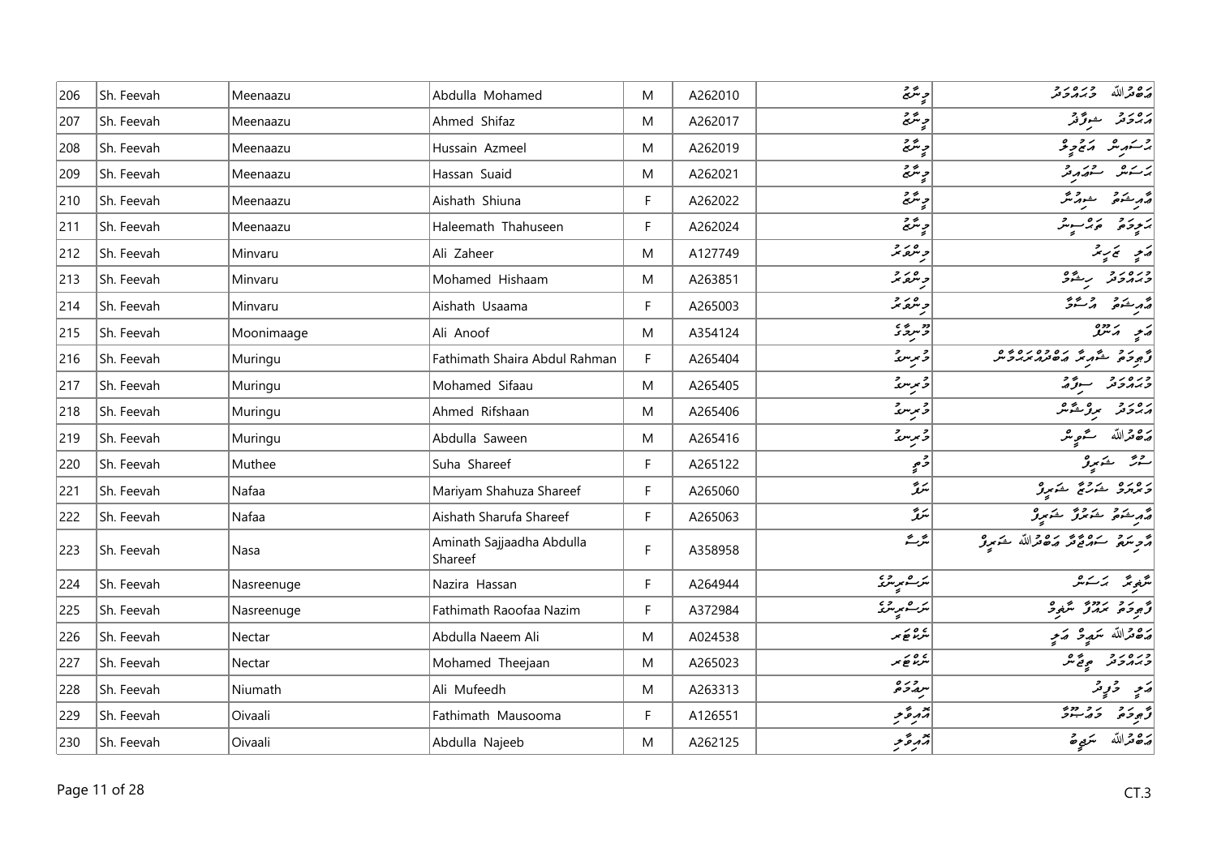| 206 | Sh. Feevah | Meenaazu | Abdulla Mohamed | M | A262010 | ޑިނާޒު | އަބްދުﷲ މުހައްމަދު |
|---|---|---|---|---|---|---|---|
| 207 | Sh. Feevah | Meenaazu | Ahmed Shifaz | M | A262017 | ޑިނާޒު | އަހްމަދު ޝިފާޒު |
| 208 | Sh. Feevah | Meenaazu | Hussain Azmeel | M | A262019 | ޑިނާޒު | ހުސައިން އަޒްމީލް |
| 209 | Sh. Feevah | Meenaazu | Hassan Suaid | M | A262021 | ޑިނާޒު | ހަސަން ސުއައިދު |
| 210 | Sh. Feevah | Meenaazu | Aishath Shiuna | F | A262022 | ޑިނާޒު | އައިޝަތު ޝިއުނާ |
| 211 | Sh. Feevah | Meenaazu | Haleemath Thahuseen | F | A262024 | ޑިނާޒު | ހަލީމަތު ތަހުސީން |
| 212 | Sh. Feevah | Minvaru | Ali Zaheer | M | A127749 | މިންވަރު | އަލި ޒަހީރު |
| 213 | Sh. Feevah | Minvaru | Mohamed Hishaam | M | A263851 | މިންވަރު | މުހައްމަދު ހިޝާމް |
| 214 | Sh. Feevah | Minvaru | Aishath Usaama | F | A265003 | މިންވަރު | އައިޝަތު އުސާމާ |
| 215 | Sh. Feevah | Moonimaage | Ali Anoof | M | A354124 | މޫނިމާގެ | އަލި އަނޫފް |
| 216 | Sh. Feevah | Muringu | Fathimath Shaira Abdul Rahman | F | A265404 | މުރިނގު | ފާތިމަތު ޝާއިރާ އަބްދުއްރަހްމާން |
| 217 | Sh. Feevah | Muringu | Mohamed Sifaau | M | A265405 | މުރިނގު | މުހައްމަދު ސިފާއު |
| 218 | Sh. Feevah | Muringu | Ahmed Rifshaan | M | A265406 | މުރިނގު | އަހްމަދު ރިފްޝާން |
| 219 | Sh. Feevah | Muringu | Abdulla Saween | M | A265416 | މުރިނގު | އަބްދުﷲ ސާވީން |
| 220 | Sh. Feevah | Muthee | Suha Shareef | F | A265122 | މުތީ | ސުހާ ޝަރީފް |
| 221 | Sh. Feevah | Nafaa | Mariyam Shahuza Shareef | F | A265060 | ނަފާ | މަރިޔަމް ޝަހުޒާ ޝަރީފް |
| 222 | Sh. Feevah | Nafaa | Aishath Sharufa Shareef | F | A265063 | ނަފާ | އައިޝަތު ޝަރުފާ ޝަރީފް |
| 223 | Sh. Feevah | Nasa | Aminath Sajjaadha Abdulla Shareef | F | A358958 | ނާސާ | އާމިނަތު ސައްޖާދާ އަބްދުﷲ ޝަރީފް |
| 224 | Sh. Feevah | Nasreenuge | Nazira Hassan | F | A264944 | ނަސްރީނުގެ | ނާޒިރާ ހަސަން |
| 225 | Sh. Feevah | Nasreenuge | Fathimath Raoofaa Nazim | F | A372984 | ނަސްރީނުގެ | ފާތިމަތު ރައޫފާ ނާޒިމް |
| 226 | Sh. Feevah | Nectar | Abdulla Naeem Ali | M | A024538 | ނެކްޓަރ | އަބްދުﷲ ނައީމް އަލި |
| 227 | Sh. Feevah | Nectar | Mohamed Theejaan | M | A265023 | ނެކްޓަރ | މުހައްމަދު ތީޖާން |
| 228 | Sh. Feevah | Niumath | Ali Mufeedh | M | A263313 | ނިއުމަތު | އަލި މުފީދު |
| 229 | Sh. Feevah | Oivaali | Fathimath Mausooma | F | A126551 | އޮއިވާލި | ފާތިމަތު މައުސޫމާ |
| 230 | Sh. Feevah | Oivaali | Abdulla Najeeb | M | A262125 | އޮއިވާލި | އަބްދުﷲ ނަޖީބު |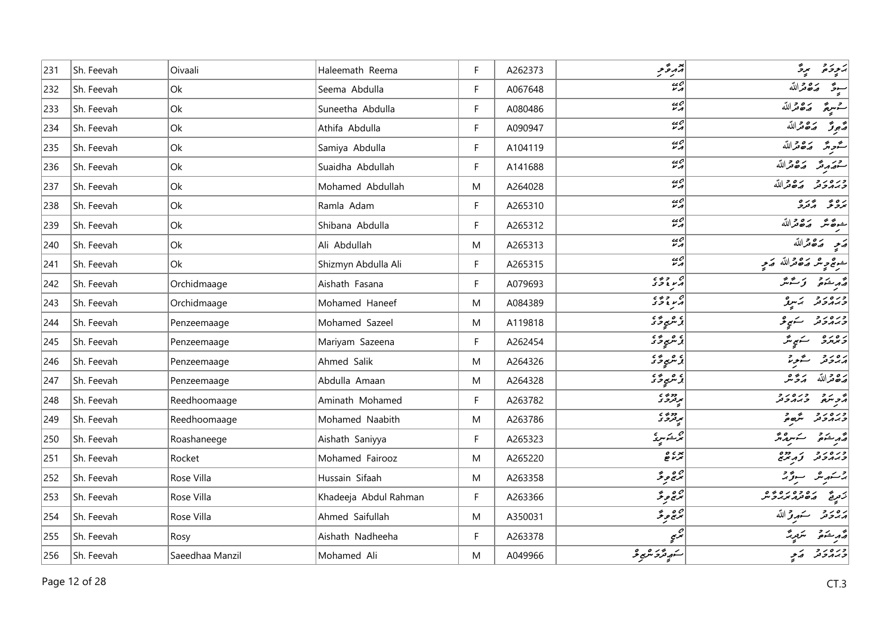| 231 | Sh. Feevah | Oivaali | Haleemath Reema | F | A262373 | ރޯއިވާލި | ހަލީމަތު ރީމާ |
|---|---|---|---|---|---|---|---|
| 232 | Sh. Feevah | Ok | Seema Abdulla | F | A067648 | އޯކޭ | ސީމާ ޢަބްދުﷲ |
| 233 | Sh. Feevah | Ok | Suneetha Abdulla | F | A080486 | އޯކޭ | ސުނީތާ ޢަބްދުﷲ |
| 234 | Sh. Feevah | Ok | Athifa Abdulla | F | A090947 | އޯކޭ | އާތިފާ ޢަބްދުﷲ |
| 235 | Sh. Feevah | Ok | Samiya Abdulla | F | A104119 | އޯކޭ | ސާމިޔާ ޢަބްދުﷲ |
| 236 | Sh. Feevah | Ok | Suaidha Abdullah | F | A141688 | އޯކޭ | ސުޢައިދާ ޢަބްދުﷲ |
| 237 | Sh. Feevah | Ok | Mohamed Abdullah | M | A264028 | އޯކޭ | މުހައްމަދު ޢަބްދުﷲ |
| 238 | Sh. Feevah | Ok | Ramla Adam | F | A265310 | އޯކޭ | ރަމްލާ އާދަމް |
| 239 | Sh. Feevah | Ok | Shibana Abdulla | F | A265312 | އޯކޭ | ޝިބާނާ ޢަބްދުﷲ |
| 240 | Sh. Feevah | Ok | Ali Abdullah | M | A265313 | އޯކޭ | ޢަލި ޢަބްދުﷲ |
| 241 | Sh. Feevah | Ok | Shizmyn Abdulla Ali | F | A265315 | އޯކޭ | ޝިޒްމީން ޢަބްދުﷲ ޢަލި |
| 242 | Sh. Feevah | Orchidmaage | Aishath Fasana | F | A079693 | އޯކިޑްމާގެ | ޢާއިޝަތު ފަސާނާ |
| 243 | Sh. Feevah | Orchidmaage | Mohamed Haneef | M | A084389 | އޯކިޑްމާގެ | މުހައްމަދު ހަނީފް |
| 244 | Sh. Feevah | Penzeemaage | Mohamed Sazeel | M | A119818 | ޕެންޒީމާގެ | މުހައްމަދު ސަޒީލް |
| 245 | Sh. Feevah | Penzeemaage | Mariyam Sazeena | F | A262454 | ޕެންޒީމާގެ | މަރިޔަމް ސަޒީނާ |
| 246 | Sh. Feevah | Penzeemaage | Ahmed Salik | M | A264326 | ޕެންޒީމާގެ | އަހްމަދު ސާލިކު |
| 247 | Sh. Feevah | Penzeemaage | Abdulla Amaan | M | A264328 | ޕެންޒީމާގެ | ޢަބްދުﷲ އަމާން |
| 248 | Sh. Feevah | Reedhoomaage | Aminath Mohamed | F | A263782 | ރީދޫމާގެ | އާމިނަތު މުހައްމަދު |
| 249 | Sh. Feevah | Reedhoomaage | Mohamed Naabith | M | A263786 | ރީދޫމާގެ | މުހައްމަދު ނާބިތު |
| 250 | Sh. Feevah | Roashaneege | Aishath Saniyya | F | A265323 | ރޯޝަނީގެ | ޢާއިޝަތު ސަނިއްޔާ |
| 251 | Sh. Feevah | Rocket | Mohamed Fairooz | M | A265220 | ރޮކެޓް | މުހައްމަދު ފައިރޫޒް |
| 252 | Sh. Feevah | Rose Villa | Hussain Sifaah | M | A263358 | ރޯޒްވިލާ | ހުސައިން ސިފާހު |
| 253 | Sh. Feevah | Rose Villa | Khadeeja Abdul Rahman | F | A263366 | ރޯޒްވިލާ | ޚަދީޖާ ޢަބްދުއްރަޙްމާން |
| 254 | Sh. Feevah | Rose Villa | Ahmed Saifullah | M | A350031 | ރޯޒްވިލާ | އަހްމަދު ސައިފުﷲ |
| 255 | Sh. Feevah | Rosy | Aishath Nadheeha | F | A263378 | ރޯޒީ | ޢާއިޝަތު ނަދީހާ |
| 256 | Sh. Feevah | Saeedhaa Manzil | Mohamed Ali | M | A049966 | ސައީދާމަންޒިލް | މުހައްމަދު ޢަލި |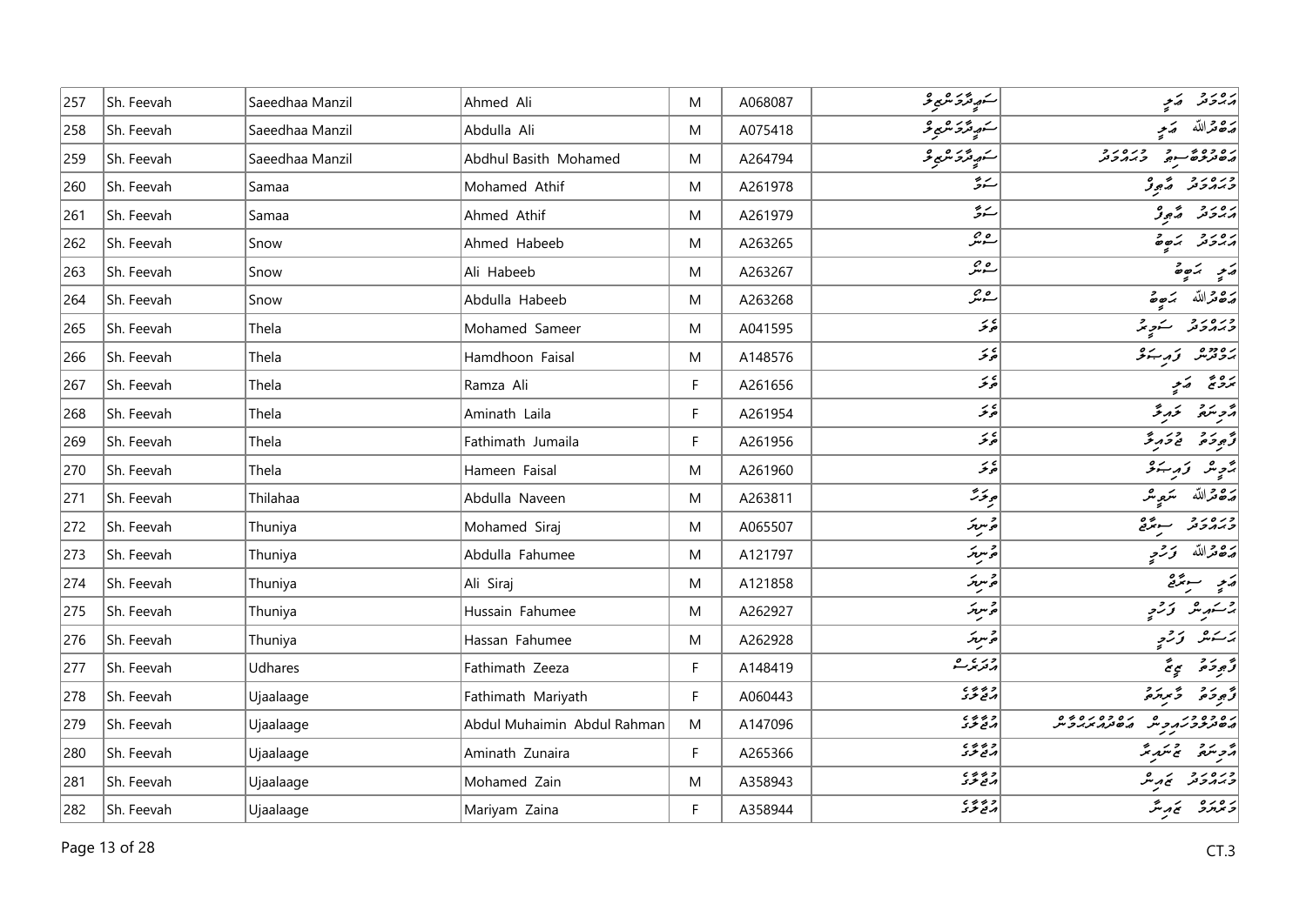| 257 | Sh. Feevah | Saeedhaa Manzil | Ahmed Ali | M | A068087 | سَعِيدާމަންޒިލް | އަޙްމަދު އަލި |
|---|---|---|---|---|---|---|---|
| 258 | Sh. Feevah | Saeedhaa Manzil | Abdulla Ali | M | A075418 | سَعِيدާމަންޒިލް | އަބްދުﷲ އަލި |
| 259 | Sh. Feevah | Saeedhaa Manzil | Abdhul Basith Mohamed | M | A264794 | سَعِيدާމަންޒިލް | އަބްދުލްބާސިތު މުޙައްމަދު |
| 260 | Sh. Feevah | Samaa | Mohamed Athif | M | A261978 | ސަމާ | މުޙައްމަދު އާތިފް |
| 261 | Sh. Feevah | Samaa | Ahmed Athif | M | A261979 | ސަމާ | އަޙްމަދު އާތިފް |
| 262 | Sh. Feevah | Snow | Ahmed Habeeb | M | A263265 | ސްނޯ | އަޙްމަދު ޙަބީބު |
| 263 | Sh. Feevah | Snow | Ali Habeeb | M | A263267 | ސްނޯ | އަލި ޙަބީބު |
| 264 | Sh. Feevah | Snow | Abdulla Habeeb | M | A263268 | ސްނޯ | އަބްދުﷲ ޙަބީބު |
| 265 | Sh. Feevah | Thela | Mohamed Sameer | M | A041595 | ތެލަ | މުޙައްމަދު ސަމީރު |
| 266 | Sh. Feevah | Thela | Hamdhoon Faisal | M | A148576 | ތެލަ | ޙަމްދޫން ފައިސަލް |
| 267 | Sh. Feevah | Thela | Ramza Ali | F | A261656 | ތެލަ | ރަމްޒާ އަލި |
| 268 | Sh. Feevah | Thela | Aminath Laila | F | A261954 | ތެލަ | އާމިނަތު ލައިލާ |
| 269 | Sh. Feevah | Thela | Fathimath Jumaila | F | A261956 | ތެލަ | ފާތިމަތު ޖުމައިލާ |
| 270 | Sh. Feevah | Thela | Hameen Faisal | M | A261960 | ތެލަ | ހާމީން ފައިސަލް |
| 271 | Sh. Feevah | Thilahaa | Abdulla Naveen | M | A263811 | ތިލަހާ | އަބްދުﷲ ނަވީން |
| 272 | Sh. Feevah | Thuniya | Mohamed Siraj | M | A065507 | ތުނިޔަ | މުޙައްމަދު ސިރާޖް |
| 273 | Sh. Feevah | Thuniya | Abdulla Fahumee | M | A121797 | ތުނިޔަ | އަބްދުﷲ ފަހުމީ |
| 274 | Sh. Feevah | Thuniya | Ali Siraj | M | A121858 | ތުނިޔަ | އަލި ސިރާޖް |
| 275 | Sh. Feevah | Thuniya | Hussain Fahumee | M | A262927 | ތުނިޔަ | ޙުސައިން ފަހުމީ |
| 276 | Sh. Feevah | Thuniya | Hassan Fahumee | M | A262928 | ތުނިޔަ | ޙަސަން ފަހުމީ |
| 277 | Sh. Feevah | Udhares | Fathimath Zeeza | F | A148419 | އުދަރެސް | ފާތިމަތު ޒީޒާ |
| 278 | Sh. Feevah | Ujaalaage | Fathimath Mariyath | F | A060443 | އުޖާލާގެ | ފާތިމަތު މާރިޔަތު |
| 279 | Sh. Feevah | Ujaalaage | Abdul Muhaimin Abdul Rahman | M | A147096 | އުޖާލާގެ | އަބްދުލްމުހައިމިން އަބްދުލްރަޙްމާން |
| 280 | Sh. Feevah | Ujaalaage | Aminath Zunaira | F | A265366 | އުޖާލާގެ | އާމިނަތު ޒުނައިރާ |
| 281 | Sh. Feevah | Ujaalaage | Mohamed Zain | M | A358943 | އުޖާލާގެ | މުޙައްމަދު ޒައިން |
| 282 | Sh. Feevah | Ujaalaage | Mariyam Zaina | F | A358944 | އުޖާލާގެ | މަރިޔަމް ޒައިނާ |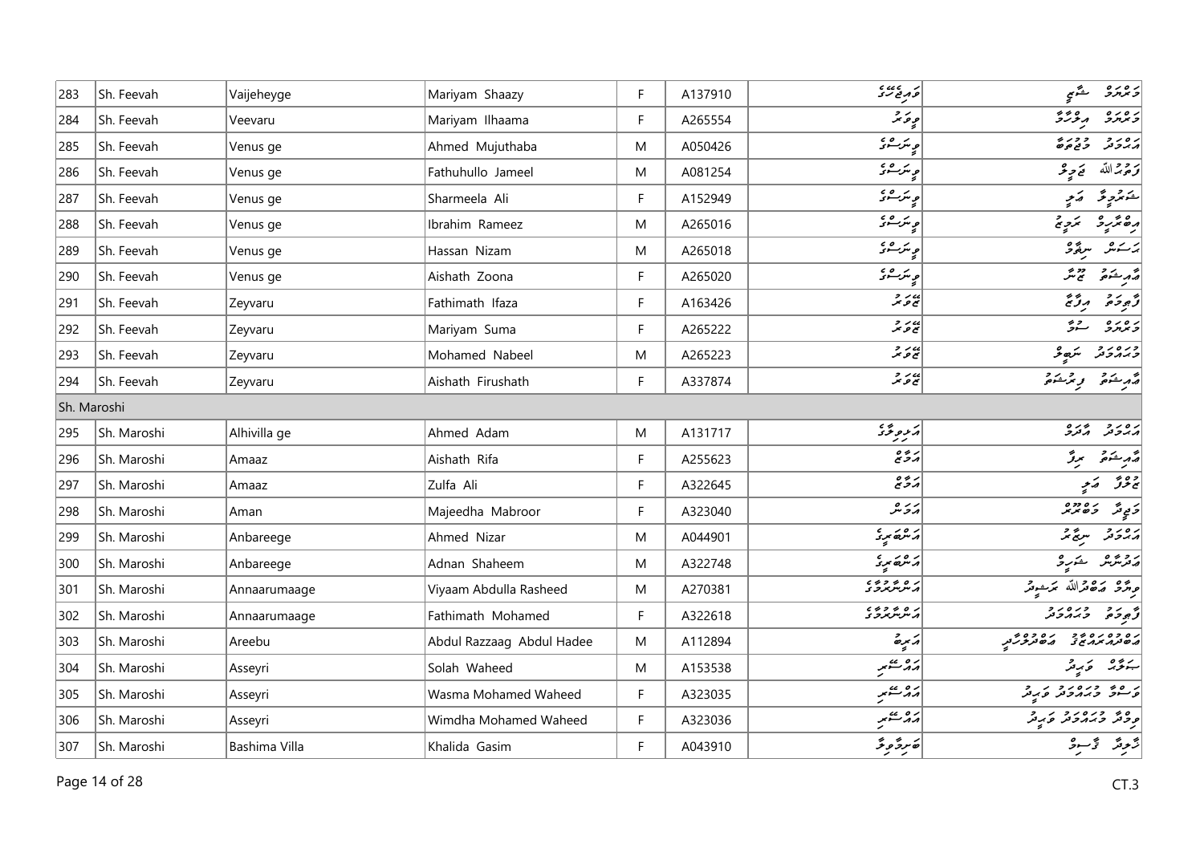| 283 | Sh. Feevah | Vaijeheyge | Mariyam Shaazy | F | A137910 | وَمِعِ ےِءِ | وَمْرَمُرْ شَمِي |
|---|---|---|---|---|---|---|---|
| 284 | Sh. Feevah | Veevaru | Mariyam Ilhaama | F | A265554 | وِوَمْرُ | وَمْرَمُرْ مِرْمَرُ |
| 285 | Sh. Feevah | Venus ge | Ahmed Mujuthaba | M | A050426 | وِسَرُسْءِ | أَحْمَدُ مُجِعَوَةَ |
| 286 | Sh. Feevah | Venus ge | Fathuhullo Jameel | M | A081254 | وِسَرُسْءِ | وَحُرُ اللّه جَمِيْل |
| 287 | Sh. Feevah | Venus ge | Sharmeela Ali | F | A152949 | وِسَرُسْءِ | شَمْرُمِيلا أَمِي |
| 288 | Sh. Feevah | Venus ge | Ibrahim Rameez | M | A265016 | وِسَرُسْءِ | مِرْصَمْرِهِ مَرَمِيحْ |
| 289 | Sh. Feevah | Venus ge | Hassan Nizam | M | A265018 | وِسَرُسْءِ | بَرْسَنْ سِرْوُ |
| 290 | Sh. Feevah | Venus ge | Aishath Zoona | F | A265020 | وِسَرُسْءِ | مَهْرِشَوَ حُسَرْ |
| 291 | Sh. Feevah | Zeyvaru | Fathimath Ifaza | F | A163426 | ءِوَمْرُ | وَمَحِرَمُ مِرْوَحَ |
| 292 | Sh. Feevah | Zeyvaru | Mariyam Suma | F | A265222 | ءِوَمْرُ | وَمْرَمُرْ سُوَ |
| 293 | Sh. Feevah | Zeyvaru | Mohamed Nabeel | M | A265223 | ءِوَمْرُ | وَرَمَرَدُ سَرَهِوُ |
| 294 | Sh. Feevah | Zeyvaru | Aishath Firushath | F | A337874 | ءِوَمْرُ | مَهْرِشَوَ وِمْرُشَوَ |
| Sh. Maroshi | | | | | | | |
| 295 | Sh. Maroshi | Alhivilla ge | Ahmed Adam | M | A131717 | مَرُوِوُءِ | أَحْمَدُ مَتَرَوُ |
| 296 | Sh. Maroshi | Amaaz | Aishath Rifa | F | A255623 | مَرُّجْ | مَهْرِشَوَ مِرُوَ |
| 297 | Sh. Maroshi | Amaaz | Zulfa Ali | F | A322645 | مَرُّجْ | جُمْرُوَ مَمِي |
| 298 | Sh. Maroshi | Aman | Majeedha Mabroor | F | A323040 | مَرَسْ | وَمِيرَ وَرُمُرْ |
| 299 | Sh. Maroshi | Anbareege | Ahmed Nizar | M | A044901 | مَسْرَصَمِرِءِ | أَحْمَدُ سِرْجَرْ |
| 300 | Sh. Maroshi | Anbareege | Adnan Shaheem | M | A322748 | مَسْرَصَمِرِءِ | مَرْسَرْسْ شَمِرْوُ |
| 301 | Sh. Maroshi | Annaarumaage | Viyaam Abdulla Rasheed | M | A270381 | مَسْرَسْرَدُوءِ | وِمَرْوُ مَرْصَدُ اللّه مَرَشِيدُ |
| 302 | Sh. Maroshi | Annaarumaage | Fathimath Mohamed | F | A322618 | مَسْرَسْرَدُوءِ | وَمَحِرَمُ وَرَمَرَدُ |
| 303 | Sh. Maroshi | Areebu | Abdul Razzaag Abdul Hadee | M | A112894 | مَمِرِصْ | مَصْدُرْمَرْمَجُ مَصْدُرْوُدِي |
| 304 | Sh. Maroshi | Asseyri | Solah Waheed | M | A153538 | مَرْسُمِرِ | سَوَرْ وَمِرِدُ |
| 305 | Sh. Maroshi | Asseyri | Wasma Mohamed Waheed | F | A323035 | مَرْسُمِرِ | وَسْوَ وَرَمَرَدُ وَمِرِدُ |
| 306 | Sh. Maroshi | Asseyri | Wimdha Mohamed Waheed | F | A323036 | مَرْسُمِرِ | وِرْدَ وَرَمَرَدُ وَمِرِدُ |
| 307 | Sh. Maroshi | Bashima Villa | Khalida Gasim | F | A043910 | صَمِرِوِوُ | تَرْمِرَ تَرْسِوُ |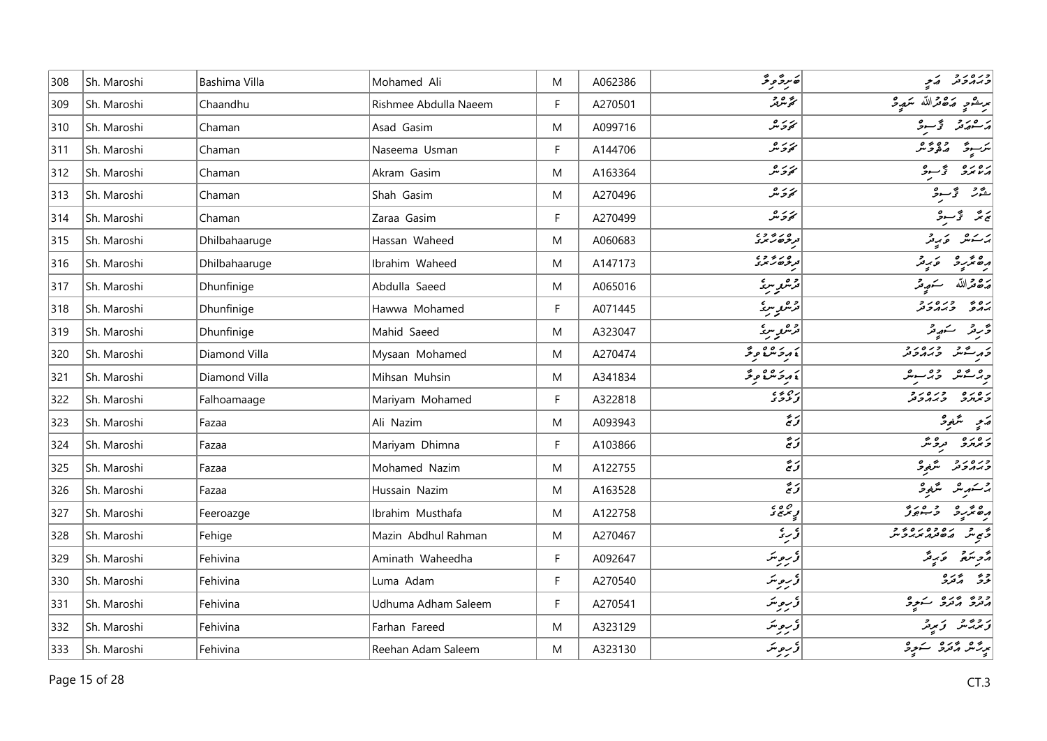| 308 | Sh. Maroshi | Bashima Villa | Mohamed Ali | M | A062386 | ڞަރިމާވިލާ | މުޙައްމަދު އަލީ |
|---|---|---|---|---|---|---|---|
| 309 | Sh. Maroshi | Chaandhu | Rishmee Abdulla Naeem | F | A270501 | ޗާނދު | ރިޝްމީ އަބްދުﷲ ނައީމް |
| 310 | Sh. Maroshi | Chaman | Asad Gasim | M | A099716 | ޗަމަން | އަސްޢަދު ޤާސިމް |
| 311 | Sh. Maroshi | Chaman | Naseema Usman | F | A144706 | ޗަމަން | ނަސީމާ ޢުސްމާން |
| 312 | Sh. Maroshi | Chaman | Akram Gasim | M | A163364 | ޗަމަން | އަކްރަމް ޤާސިމް |
| 313 | Sh. Maroshi | Chaman | Shah Gasim | M | A270496 | ޗަމަން | ޝާހް ޤާސިމް |
| 314 | Sh. Maroshi | Chaman | Zaraa Gasim | F | A270499 | ޗަމަން | ޒަރާ ޤާސިމް |
| 315 | Sh. Maroshi | Dhilbahaaruge | Hassan Waheed | M | A060683 | ދިލްބަހާރުގެ | ހަސަން ވަޙީދު |
| 316 | Sh. Maroshi | Dhilbahaaruge | Ibrahim Waheed | M | A147173 | ދިލްބަހާރުގެ | އިބްރާހީމް ވަޙީދު |
| 317 | Sh. Maroshi | Dhunfinige | Abdulla Saeed | M | A065016 | ދުންފިނިގެ | އަބްދުﷲ ސަޢީދު |
| 318 | Sh. Maroshi | Dhunfinige | Hawwa Mohamed | F | A071445 | ދުންފިނިގެ | ޙައްވާ މުޙައްމަދު |
| 319 | Sh. Maroshi | Dhunfinige | Mahid Saeed | M | A323047 | ދުންފިނިގެ | މާހިދު ސަޢީދު |
| 320 | Sh. Maroshi | Diamond Villa | Mysaan Mohamed | M | A270474 | ޑައިމަންޑްވިލާ | މައިސާން މުޙައްމަދު |
| 321 | Sh. Maroshi | Diamond Villa | Mihsan Muhsin | M | A341834 | ޑައިމަންޑްވިލާ | މިޙްސާން މުޙްސިން |
| 322 | Sh. Maroshi | Falhoamaage | Mariyam Mohamed | F | A322818 | ފަޅޯމާގެ | މަރިޔަމް މުޙައްމަދު |
| 323 | Sh. Maroshi | Fazaa | Ali Nazim | M | A093943 | ފަޒާ | އަލީ ނާޒިމް |
| 324 | Sh. Maroshi | Fazaa | Mariyam Dhimna | F | A103866 | ފަޒާ | މަރިޔަމް ދިމްނާ |
| 325 | Sh. Maroshi | Fazaa | Mohamed Nazim | M | A122755 | ފަޒާ | މުޙައްމަދު ނާޒިމް |
| 326 | Sh. Maroshi | Fazaa | Hussain Nazim | M | A163528 | ފަޒާ | ޙުސައިން ނާޒިމް |
| 327 | Sh. Maroshi | Feeroazge | Ibrahim Musthafa | M | A122758 | ފީރޯޒްގެ | އިބްރާހީމް މުސްތަފާ |
| 328 | Sh. Maroshi | Fehige | Mazin Abdhul Rahman | M | A270467 | ފެހިގެ | މާޒިން އަބްދުއްރަޙްމާން |
| 329 | Sh. Maroshi | Fehivina | Aminath Waheedha | F | A092647 | ފެހިވިނާ | އާމިނަތު ވަޙީދާ |
| 330 | Sh. Maroshi | Fehivina | Luma Adam | F | A270540 | ފެހިވިނާ | ލުމާ އާދަމް |
| 331 | Sh. Maroshi | Fehivina | Udhuma Adham Saleem | F | A270541 | ފެހިވިނާ | އުދުމާ އަދުހަމް ސަލީމް |
| 332 | Sh. Maroshi | Fehivina | Farhan Fareed | M | A323129 | ފެހިވިނާ | ފަރުހާން ފަރީދު |
| 333 | Sh. Maroshi | Fehivina | Reehan Adam Saleem | M | A323130 | ފެހިވިނާ | ރީހާން އާދަމް ސަލީމް |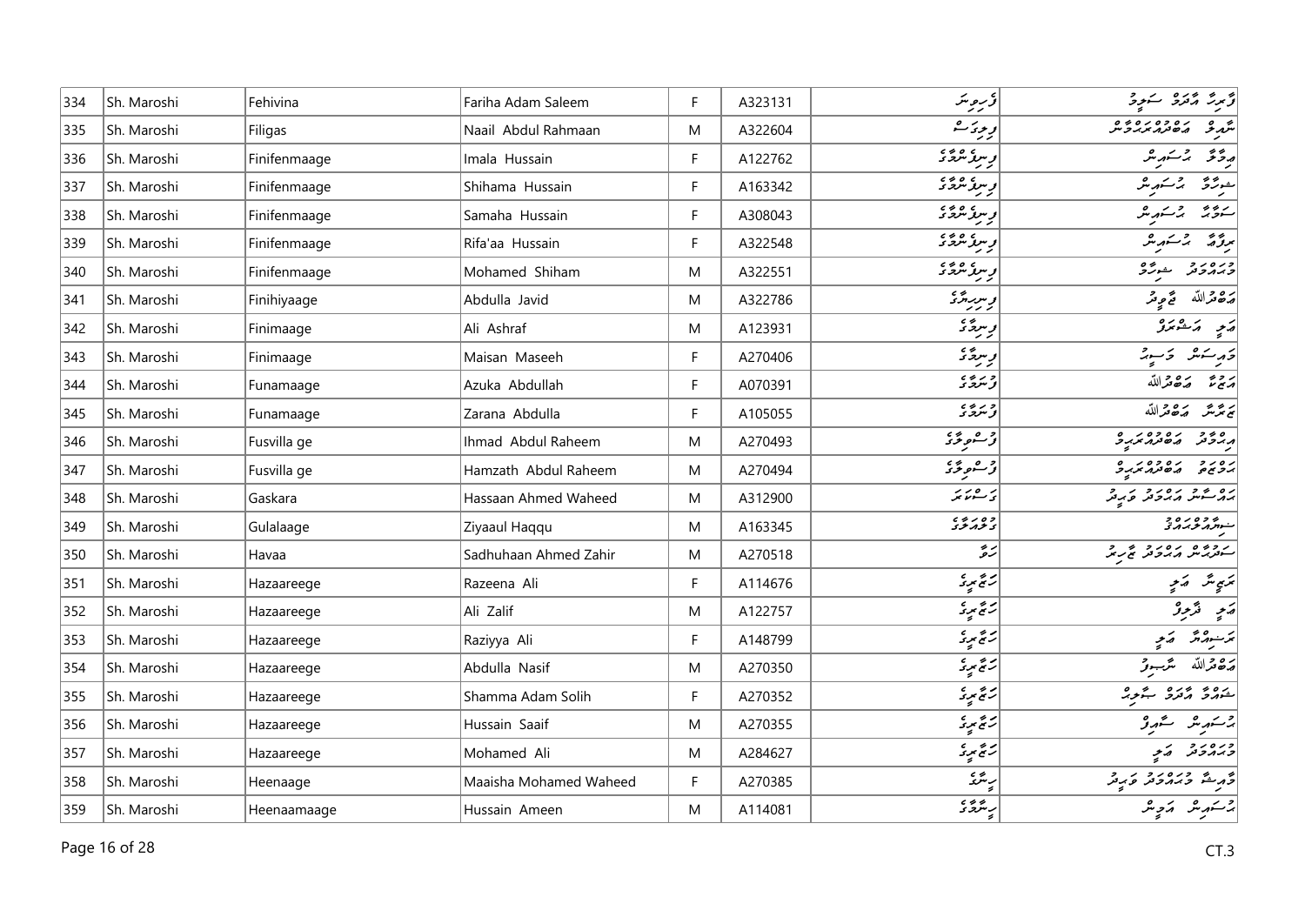| 334 | Sh. Maroshi | Fehivina | Fariha Adam Saleem | F | A323131 | ؤرِوِسَ | ؤَبِرَ ؆ دَرَ سَوِدْ |
|---|---|---|---|---|---|---|---|
| 335 | Sh. Maroshi | Filigas | Naail Abdul Rahmaan | M | A322604 | وِوِرَ ش | سَمِرِ دَ ەُ درە برە د ش |
| 336 | Sh. Maroshi | Finifenmaage | Imala Hussain | F | A122762 | وِسِرُ سْرِدَّ ى | مِرَّ دَّ بُرْ سَوِرِ سَرْ |
| 337 | Sh. Maroshi | Finifenmaage | Shihama Hussain | F | A163342 | وِسِرُ سْرِدَّ ى | شِرَّ دَّ بُرْ سَوِرِ سَرْ |
| 338 | Sh. Maroshi | Finifenmaage | Samaha Hussain | F | A308043 | وِسِرُ سْرِدَّ ى | سَدَّ رَ بُرْ سَوِرِ سَرْ |
| 339 | Sh. Maroshi | Finifenmaage | Rifa'aa Hussain | F | A322548 | وِسِرُ سْرِدَّ ى | بِرِدُّ مَّ بُرْ سَوِرِ سَرْ |
| 340 | Sh. Maroshi | Finifenmaage | Mohamed Shiham | M | A322551 | وِسِرُ سْرِدَّ ى | دُبَرُ دَ دْ شِرَّ دْ |
| 341 | Sh. Maroshi | Finihiyaage | Abdulla Javid | M | A322786 | وِسِرِ رِ دَّ ى | مَ ەُ دْ اللّه فَّ وِ دْ |
| 342 | Sh. Maroshi | Finimaage | Ali Ashraf | M | A123931 | وِسِرِ دَّ ى | مَ بِرِ مَ شْ بَرْ وْ |
| 343 | Sh. Maroshi | Finimaage | Maisan Maseeh | F | A270406 | وِسِرِ دَّ ى | دَ مِرِ سَ شْ دَ سِ بِ رُ |
| 344 | Sh. Maroshi | Funamaage | Azuka Abdullah | F | A070391 | وُ سَرَ دَّ ى | مَ جَ مَ ەُ دْ اللّه |
| 345 | Sh. Maroshi | Funamaage | Zarana Abdulla | F | A105055 | وُ سَرَ دَّ ى | جَ بَرَ شَ مَ ەُ دْ اللّه |
| 346 | Sh. Maroshi | Fusvilla ge | Ihmad Abdul Raheem | M | A270493 | وُ سْ وِ دَّ ى | مِ رُ دَ دْ مَ ەُ دُ رَ بَرِ دْ |
| 347 | Sh. Maroshi | Fusvilla ge | Hamzath Abdul Raheem | M | A270494 | وُ سْ وِ دَّ ى | بَ دْ جَ مْ مَ ەُ دُ رَ بَرِ دْ |
| 348 | Sh. Maroshi | Gaskara | Hassaan Ahmed Waheed | M | A312900 | ى سْ مَا بَرَ | بَ رُ سَّ شْ مَ بْ دَ دْ وَ بِ رِ دْ |
| 349 | Sh. Maroshi | Gulalaage | Ziyaaul Haqqu | M | A163345 | دُ دُ دَّ ى | سِ مَّ دُ دْ بَ دُ دْ |
| 350 | Sh. Maroshi | Havaa | Sadhuhaan Ahmed Zahir | M | A270518 | رَ دَّ | سَ دُ رَّ شْ مَ بْ دَ دْ جَّ بِ رْ |
| 351 | Sh. Maroshi | Hazaareege | Razeena Ali | F | A114676 | رَ جَّ بِرِ ى | بَرَ بِ سَرْ مَ بِرِ |
| 352 | Sh. Maroshi | Hazaareege | Ali Zalif | M | A122757 | رَ جَّ بِرِ ى | مَ بِرِ فَرُ بِوِ دْ |
| 353 | Sh. Maroshi | Hazaareege | Raziyya Ali | F | A148799 | رَ جَّ بِرِ ى | بَرَ سِ رُ مَّ مَ بِرِ |
| 354 | Sh. Maroshi | Hazaareege | Abdulla Nasif | M | A270350 | رَ جَّ بِرِ ى | مَ ەُ دْ اللّه سَّرْ سِ وْ |
| 355 | Sh. Maroshi | Hazaareege | Shamma Adam Solih | F | A270352 | رَ جَّ بِرِ ى | شَ رُ دَّ مَ دَ رَ دْ سَّ وِ رُ |
| 356 | Sh. Maroshi | Hazaareege | Hussain Saaif | M | A270355 | رَ جَّ بِرِ ى | بُرْ سَوِرِ سَرْ سَّ رِ وْ |
| 357 | Sh. Maroshi | Hazaareege | Mohamed Ali | M | A284627 | رَ جَّ بِرِ ى | دُبَرُ دَ دْ مَ بِرِ |
| 358 | Sh. Maroshi | Heenaage | Maaisha Mohamed Waheed | F | A270385 | رِ سَّ ى | دَّ رِ شَّ دُبَرُ دَ دْ وَ بِ رِ دْ |
| 359 | Sh. Maroshi | Heenaamaage | Hussain Ameen | M | A114081 | رِ سَّ دَّ ى | بُرْ سَوِرِ سَرْ مَ بِرِ سَرْ |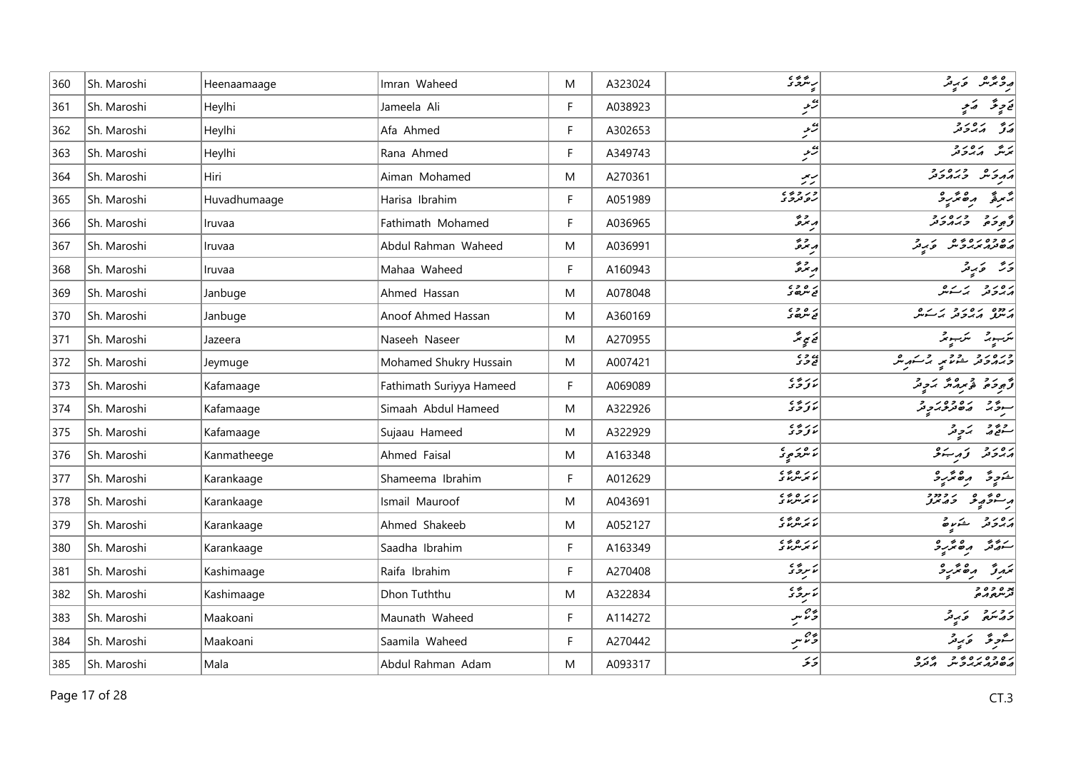| 360 | Sh. Maroshi | Heenaamaage | Imran Waheed | M | A323024 | ހީނާމާގެ | އިމްރާން ވަހީދު |
|---|---|---|---|---|---|---|---|
| 361 | Sh. Maroshi | Heylhi | Jameela Ali | F | A038923 | ހޭޅި | ޖަމީލާ އަލި |
| 362 | Sh. Maroshi | Heylhi | Afa Ahmed | F | A302653 | ހޭޅި | އަފާ އަހުމަދު |
| 363 | Sh. Maroshi | Heylhi | Rana Ahmed | F | A349743 | ހޭޅި | ރަނާ އަހުމަދު |
| 364 | Sh. Maroshi | Hiri | Aiman Mohamed | M | A270361 | ހިރި | އައިމަން މުހައްމަދު |
| 365 | Sh. Maroshi | Huvadhumaage | Harisa Ibrahim | F | A051989 | ހުވަދުމާގެ | ހާރިސާ އިބްރާހީމް |
| 366 | Sh. Maroshi | Iruvaa | Fathimath Mohamed | F | A036965 | އިރުވާ | ފާތިމަތު މުހައްމަދު |
| 367 | Sh. Maroshi | Iruvaa | Abdul Rahman Waheed | M | A036991 | އިރުވާ | އަބްދުއްރަހްމާން ވަހީދު |
| 368 | Sh. Maroshi | Iruvaa | Mahaa Waheed | F | A160943 | އިރުވާ | މަހާ ވަހީދު |
| 369 | Sh. Maroshi | Janbuge | Ahmed Hassan | M | A078048 | ޖަންބުގެ | އަހުމަދު ހަސަން |
| 370 | Sh. Maroshi | Janbuge | Anoof Ahmed Hassan | M | A360169 | ޖަންބުގެ | އަނޫފް އަހުމަދު ހަސަން |
| 371 | Sh. Maroshi | Jazeera | Naseeh Naseer | M | A270955 | ޖަޒީރާ | ނަސީހު ނަސީރު |
| 372 | Sh. Maroshi | Jeymuge | Mohamed Shukry Hussain | M | A007421 | ޖޭމުގެ | މުހައްމަދު ޝުކުރީ ހުސައިން |
| 373 | Sh. Maroshi | Kafamaage | Fathimath Suriyya Hameed | F | A069089 | ކަފަމާގެ | ފާތިމަތު ސުރިއްޔާ ހަމީދު |
| 374 | Sh. Maroshi | Kafamaage | Simaah Abdul Hameed | M | A322926 | ކަފަމާގެ | ސިމާހު އަބްދުލްހަމީދު |
| 375 | Sh. Maroshi | Kafamaage | Sujaau Hameed | M | A322929 | ކަފަމާގެ | ސުޖާއު ހަމީދު |
| 376 | Sh. Maroshi | Kanmatheege | Ahmed Faisal | M | A163348 | ކަންމަތީގެ | އަހުމަދު ފައިސަލް |
| 377 | Sh. Maroshi | Karankaage | Shameema Ibrahim | F | A012629 | ކަރަންކާގެ | ޝަމީމާ އިބްރާހީމް |
| 378 | Sh. Maroshi | Karankaage | Ismail Mauroof | M | A043691 | ކަރަންކާގެ | އިސްމާއީލް މައުރޫފް |
| 379 | Sh. Maroshi | Karankaage | Ahmed Shakeeb | M | A052127 | ކަރަންކާގެ | އަހުމަދު ޝަކީބު |
| 380 | Sh. Maroshi | Karankaage | Saadha Ibrahim | F | A163349 | ކަރަންކާގެ | ސަޢުދާ އިބްރާހީމް |
| 381 | Sh. Maroshi | Kashimaage | Raifa Ibrahim | F | A270408 | ކަށިމާގެ | ރައިފާ އިބްރާހީމް |
| 382 | Sh. Maroshi | Kashimaage | Dhon Tuththu | M | A322834 | ކަށިމާގެ | ދޮންތުއްތު |
| 383 | Sh. Maroshi | Maakoani | Maunath Waheed | F | A114272 | މާކޮނި | މައުނަތު ވަހީދު |
| 384 | Sh. Maroshi | Maakoani | Saamila Waheed | F | A270442 | މާކޮނި | ސާމިލާ ވަހީދު |
| 385 | Sh. Maroshi | Mala | Abdul Rahman Adam | M | A093317 | މަލަ | އަބްދުއްރަހްމާން އާދަމް |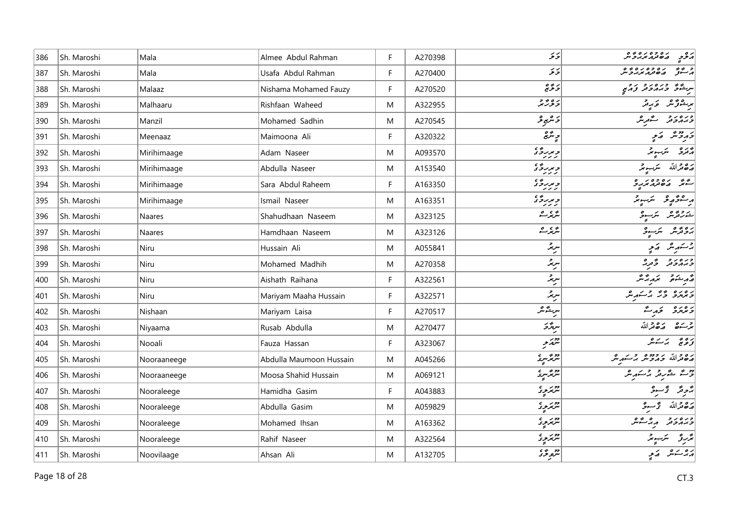| 386 | Sh. Maroshi | Mala | Almee Abdul Rahman | F | A270398 | ގަލަ | އަލްމީ އަބްދުއްރަޙްމާން |
|---|---|---|---|---|---|---|---|
| 387 | Sh. Maroshi | Mala | Usafa Abdul Rahman | F | A270400 | ގަލަ | އުސާފާ އަބްދުއްރަޙްމާން |
| 388 | Sh. Maroshi | Malaaz | Nishama Mohamed Fauzy | F | A270520 | މަލާޒް | ނިޝާމާ މުޙައްމަދު ފައުޒީ |
| 389 | Sh. Maroshi | Malhaaru | Rishfaan Waheed | M | A322955 | މަލްހާރު | ރިޝްފާން ވަޙީދު |
| 390 | Sh. Maroshi | Manzil | Mohamed Sadhin | M | A270545 | މަންޒިލް | މުޙައްމަދު ސާދިން |
| 391 | Sh. Maroshi | Meenaaz | Maimoona Ali | F | A320322 | މީނާޒް | މައިމޫނާ ޢަލީ |
| 392 | Sh. Maroshi | Mirihimaage | Adam Naseer | M | A093570 | މިރިހިމާގޭ | އާދަމް ނަސީރު |
| 393 | Sh. Maroshi | Mirihimaage | Abdulla Naseer | M | A153540 | މިރިހިމާގޭ | އަބްދުﷲ ނަސީރު |
| 394 | Sh. Maroshi | Mirihimaage | Sara Abdul Raheem | F | A163350 | މިރިހިމާގޭ | ސާރާ އަބްދުއްރަޙީމް |
| 395 | Sh. Maroshi | Mirihimaage | Ismail Naseer | M | A163351 | މިރިހިމާގޭ | އިސްމާޢީލް ނަސީރު |
| 396 | Sh. Maroshi | Naares | Shahudhaan Naseem | M | A323125 | ނާރެސް | ޝަހުދާން ނަސީމް |
| 397 | Sh. Maroshi | Naares | Hamdhaan Naseem | M | A323126 | ނާރެސް | ހަމްދާން ނަސީމް |
| 398 | Sh. Maroshi | Niru | Hussain Ali | M | A055841 | ނިރު | ޙުސައިން ޢަލީ |
| 399 | Sh. Maroshi | Niru | Mohamed Madhih | M | A270358 | ނިރު | މުޙައްމަދު މާދިޙް |
| 400 | Sh. Maroshi | Niru | Aishath Raihana | F | A322561 | ނިރު | ޢާއިޝަތު ރައިހާނާ |
| 401 | Sh. Maroshi | Niru | Mariyam Maaha Hussain | F | A322571 | ނިރު | މަރިޔަމް މާހާ ޙުސައިން |
| 402 | Sh. Maroshi | Nishaan | Mariyam Laisa | F | A270517 | ނިޝާން | މަރިޔަމް ލައިސާ |
| 403 | Sh. Maroshi | Niyaama | Rusab Abdulla | M | A270477 | ނިޔާމަ | ރުސަބް އަބްދުﷲ |
| 404 | Sh. Maroshi | Nooali | Fauza Hassan | F | A323067 | ނޫއަލި | ފައުޒާ ޙަސަން |
| 405 | Sh. Maroshi | Nooraaneege | Abdulla Maumoon Hussain | M | A045266 | ނޫރާނީގެ | އަބްދުﷲ މައުމޫން ޙުސައިން |
| 406 | Sh. Maroshi | Nooraaneege | Moosa Shahid Hussain | M | A069121 | ނޫރާނީގެ | މޫސާ ޝާހިދު ޙުސައިން |
| 407 | Sh. Maroshi | Nooraleege | Hamidha Gasim | F | A043883 | ނޫރަލީގެ | ހާމިދާ ޤާސިމް |
| 408 | Sh. Maroshi | Nooraleege | Abdulla Gasim | M | A059829 | ނޫރަލީގެ | އަބްދުﷲ ޤާސިމް |
| 409 | Sh. Maroshi | Nooraleege | Mohamed Ihsan | M | A163362 | ނޫރަލީގެ | މުޙައްމަދު އިޙްސާން |
| 410 | Sh. Maroshi | Nooraleege | Rahif Naseer | M | A322564 | ނޫރަލީގެ | ރާހިފް ނަސީރު |
| 411 | Sh. Maroshi | Noovilaage | Ahsan Ali | M | A132705 | ނޫވިލާގެ | އަޙްސަން ޢަލީ |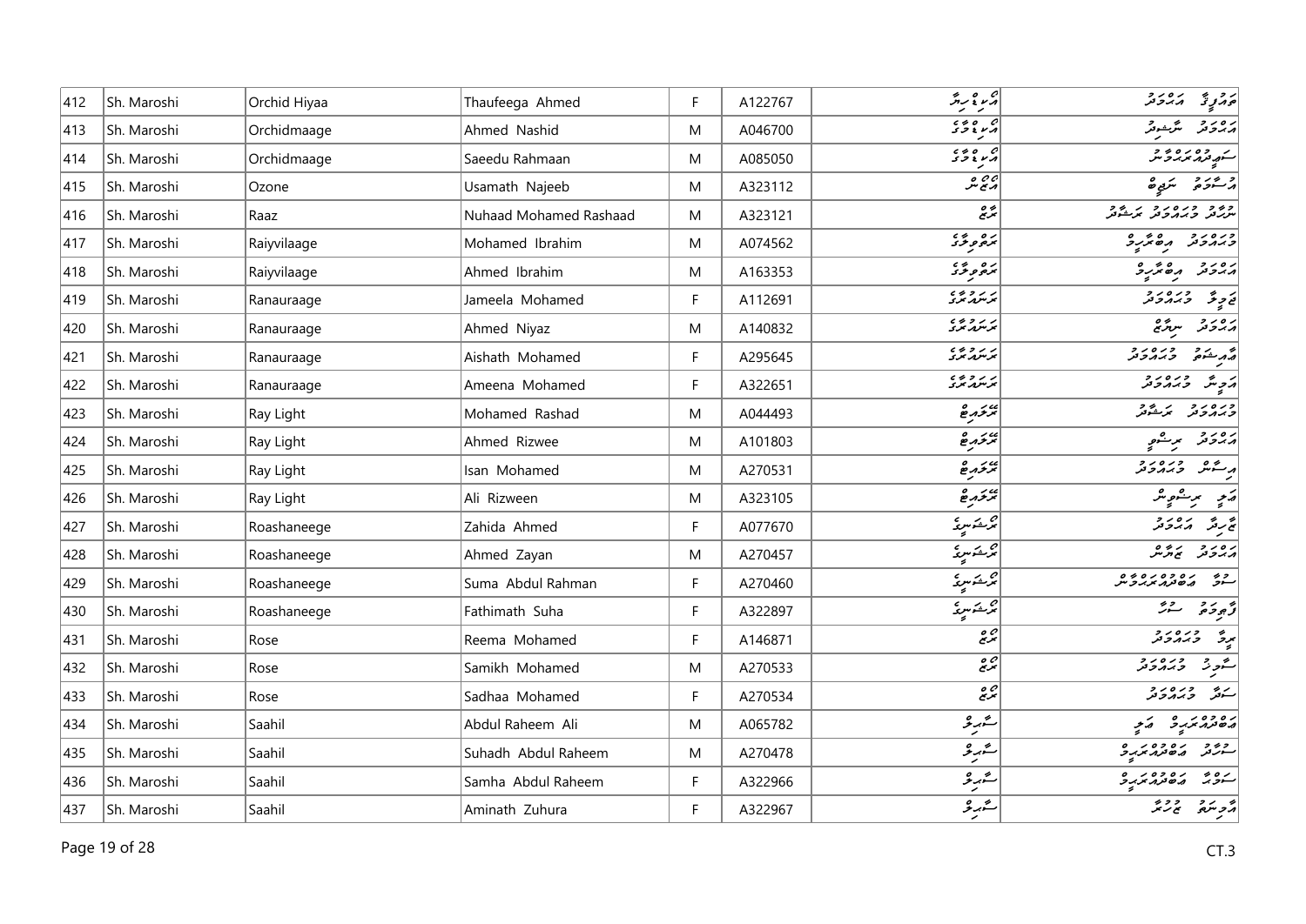| 412 | Sh. Maroshi | Orchid Hiyaa | Thaufeega Ahmed | F | A122767 | އޯކިޑްހިޔާ | ތައުފީގާ އަހުމަދު |
|---|---|---|---|---|---|---|---|
| 413 | Sh. Maroshi | Orchidmaage | Ahmed Nashid | M | A046700 | އޯކިޑްމާގެ | އަހުމަދު ނާޝިދު |
| 414 | Sh. Maroshi | Orchidmaage | Saeedu Rahmaan | M | A085050 | އޯކިޑްމާގެ | ސަޢީދުރަޙްމާން |
| 415 | Sh. Maroshi | Ozone | Usamath Najeeb | M | A323112 | އޯޒޯން | އުސާމަތު ނަޖީބު |
| 416 | Sh. Maroshi | Raaz | Nuhaad Mohamed Rashaad | M | A323121 | ރާޒް | ނުހާދު މުހައްމަދު ރަޝާދު |
| 417 | Sh. Maroshi | Raiyvilaage | Mohamed Ibrahim | M | A074562 | ރަތްވިލާގެ | މުހައްމަދު އިބްރާހީމް |
| 418 | Sh. Maroshi | Raiyvilaage | Ahmed Ibrahim | M | A163353 | ރަތްވިލާގެ | އަހުމަދު އިބްރާހީމް |
| 419 | Sh. Maroshi | Ranauraage | Jameela Mohamed | F | A112691 | ރަނައުރާގެ | ޖަމީލާ މުހައްމަދު |
| 420 | Sh. Maroshi | Ranauraage | Ahmed Niyaz | M | A140832 | ރަނައުރާގެ | އަހުމަދު ނިޔާޒު |
| 421 | Sh. Maroshi | Ranauraage | Aishath Mohamed | F | A295645 | ރަނައުރާގެ | އާއިޝަތު މުހައްމަދު |
| 422 | Sh. Maroshi | Ranauraage | Ameena Mohamed | F | A322651 | ރަނައުރާގެ | އަމީނާ މުހައްމަދު |
| 423 | Sh. Maroshi | Ray Light | Mohamed Rashad | M | A044493 | ރޭލައިޓް | މުހައްމަދު ރަޝާދު |
| 424 | Sh. Maroshi | Ray Light | Ahmed Rizwee | M | A101803 | ރޭލައިޓް | އަހުމަދު ރިޒްވީ |
| 425 | Sh. Maroshi | Ray Light | Isan Mohamed | M | A270531 | ރޭލައިޓް | އިސާން މުހައްމަދު |
| 426 | Sh. Maroshi | Ray Light | Ali Rizween | M | A323105 | ރޭލައިޓް | އަލި ރިޒްވީން |
| 427 | Sh. Maroshi | Roashaneege | Zahida Ahmed | F | A077670 | ރޯޝަނީގެ | ޒާހިދާ އަހުމަދު |
| 428 | Sh. Maroshi | Roashaneege | Ahmed Zayan | M | A270457 | ރޯޝަނީގެ | އަހުމަދު ޒަޔާން |
| 429 | Sh. Maroshi | Roashaneege | Suma Abdul Rahman | F | A270460 | ރޯޝަނީގެ | ސުމާ އަބްދުއްރަޙްމާން |
| 430 | Sh. Maroshi | Roashaneege | Fathimath Suha | F | A322897 | ރޯޝަނީގެ | ފާތިމަތު ސުހާ |
| 431 | Sh. Maroshi | Rose | Reema Mohamed | F | A146871 | ރޯޒް | ރީމާ މުހައްމަދު |
| 432 | Sh. Maroshi | Rose | Samikh Mohamed | M | A270533 | ރޯޒް | ސާމިޚް މުހައްމަދު |
| 433 | Sh. Maroshi | Rose | Sadhaa Mohamed | F | A270534 | ރޯޒް | ސަދާ މުހައްމަދު |
| 434 | Sh. Maroshi | Saahil | Abdul Raheem Ali | M | A065782 | ސާހިލް | އަބްދުއްރަޙީމް އަލި |
| 435 | Sh. Maroshi | Saahil | Suhadh Abdul Raheem | M | A270478 | ސާހިލް | ސުހާދު އަބްދުއްރަޙީމް |
| 436 | Sh. Maroshi | Saahil | Samha Abdul Raheem | F | A322966 | ސާހިލް | ސަމްހާ އަބްދުއްރަޙީމް |
| 437 | Sh. Maroshi | Saahil | Aminath Zuhura | F | A322967 | ސާހިލް | އާމިނަތު ޒުހުރާ |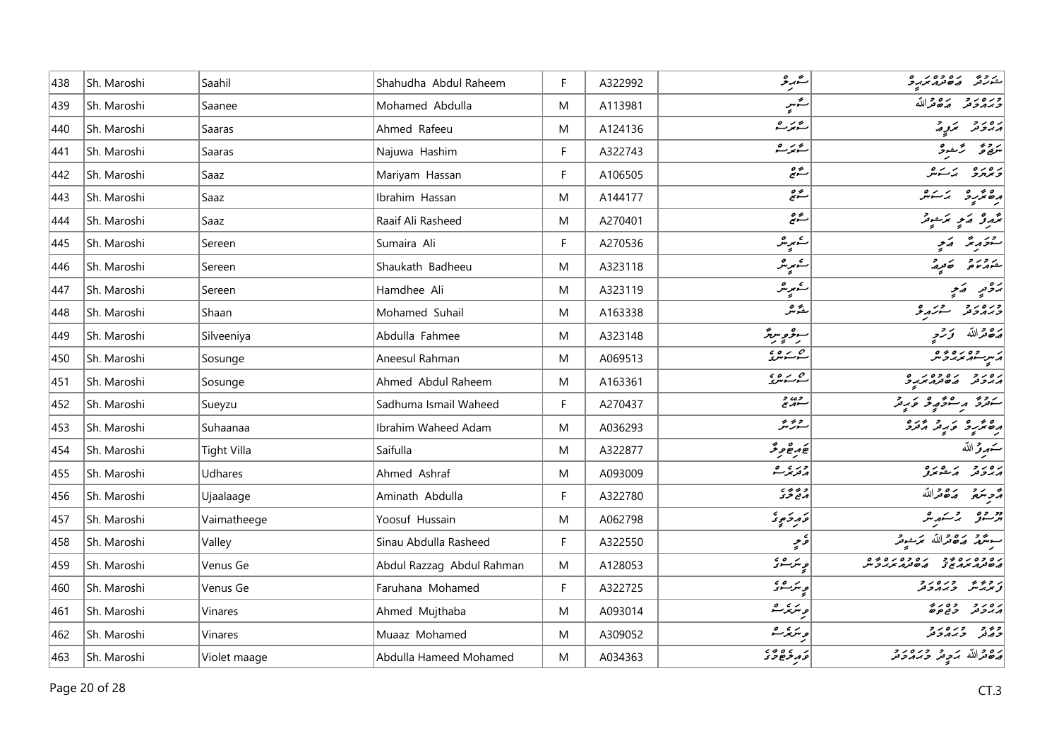| 438 | Sh. Maroshi | Saahil | Shahudha Abdul Raheem | F | A322992 | ސާހިލް | ޝަހުދާ އަބްދުއްރަހީމް |
|---|---|---|---|---|---|---|---|
| 439 | Sh. Maroshi | Saanee | Mohamed Abdulla | M | A113981 | ސާނީ | މުހައްމަދު އަބްދުﷲ |
| 440 | Sh. Maroshi | Saaras | Ahmed Rafeeu | M | A124136 | ސާރަސް | އަހްމަދު ރަފީޢު |
| 441 | Sh. Maroshi | Saaras | Najuwa Hashim | F | A322743 | ސާރަސް | ނަޖުވާ ހާޝިމް |
| 442 | Sh. Maroshi | Saaz | Mariyam Hassan | F | A106505 | ސާޒް | މަރިޔަމް ހަސަން |
| 443 | Sh. Maroshi | Saaz | Ibrahim Hassan | M | A144177 | ސާޒް | އިބްރާހީމް ހަސަން |
| 444 | Sh. Maroshi | Saaz | Raaif Ali Rasheed | M | A270401 | ސާޒް | ރާއިފް އަލި ރަޝީދު |
| 445 | Sh. Maroshi | Sereen | Sumaira Ali | F | A270536 | ސެރީން | ސުމައިރާ އަލި |
| 446 | Sh. Maroshi | Sereen | Shaukath Badheeu | M | A323118 | ސެރީން | ޝައުކަތު ބަދީޢު |
| 447 | Sh. Maroshi | Sereen | Hamdhee Ali | M | A323119 | ސެރީން | ހަމްދީ އަލި |
| 448 | Sh. Maroshi | Shaan | Mohamed Suhail | M | A163338 | ޝާން | މުހައްމަދު ސުހައިލް |
| 449 | Sh. Maroshi | Silveeniya | Abdulla Fahmee | M | A323148 | ސިލްވީނިޔާ | އަބްދުﷲ ފަހުމީ |
| 450 | Sh. Maroshi | Sosunge | Aneesul Rahman | M | A069513 | ސޯސަންގެ | އަނީސުއްރަޙްމާން |
| 451 | Sh. Maroshi | Sosunge | Ahmed Abdul Raheem | M | A163361 | ސޯސަންގެ | އަޙްމަދު އަބްދުއްރަޙީމް |
| 452 | Sh. Maroshi | Sueyzu | Sadhuma Ismail Waheed | F | A270437 | ސުއޭޒު | ސަދުމާ އިސްމާޢީލް ވަޙީދު |
| 453 | Sh. Maroshi | Suhaanaa | Ibrahim Waheed Adam | M | A036293 | ސުހާނާ | އިބްރާހީމް ވަޙީދު އާދަމް |
| 454 | Sh. Maroshi | Tight Villa | Saifulla | M | A322877 | ޓައިޓްވިލާ | ސައިފުﷲ |
| 455 | Sh. Maroshi | Udhares | Ahmed Ashraf | M | A093009 | އުދަރެސް | އަޙްމަދު އަޝްރަފް |
| 456 | Sh. Maroshi | Ujaalaage | Aminath Abdulla | F | A322780 | އުޖާލާގެ | އާމިނަތު އަބްދުﷲ |
| 457 | Sh. Maroshi | Vaimatheege | Yoosuf Hussain | M | A062798 | ވައިމަތީގެ | ޔޫސުފް ހުސައިން |
| 458 | Sh. Maroshi | Valley | Sinau Abdulla Rasheed | F | A322550 | ވެލީ | ސިނާއު އަބްދުﷲ ރަޝީދު |
| 459 | Sh. Maroshi | Venus Ge | Abdul Razzag Abdul Rahman | M | A128053 | ވީނަސްގެ | އަބްދުއްރައްޒާގު އަބްދުއްރަޙްމާން |
| 460 | Sh. Maroshi | Venus Ge | Faruhana Mohamed | F | A322725 | ވީނަސްގެ | ފަރުހާނާ މުހައްމަދު |
| 461 | Sh. Maroshi | Vinares | Ahmed Mujthaba | M | A093014 | ވިނަރެސް | އަޙްމަދު މުޖުތަބާ |
| 462 | Sh. Maroshi | Vinares | Muaaz Mohamed | M | A309052 | ވިނަރެސް | މުޢާޛު މުޙައްމަދު |
| 463 | Sh. Maroshi | Violet maage | Abdulla Hameed Mohamed | M | A034363 | ވައިލެޓްމާގެ | އަބްދުﷲ ހަމީދު މުޙައްމަދު |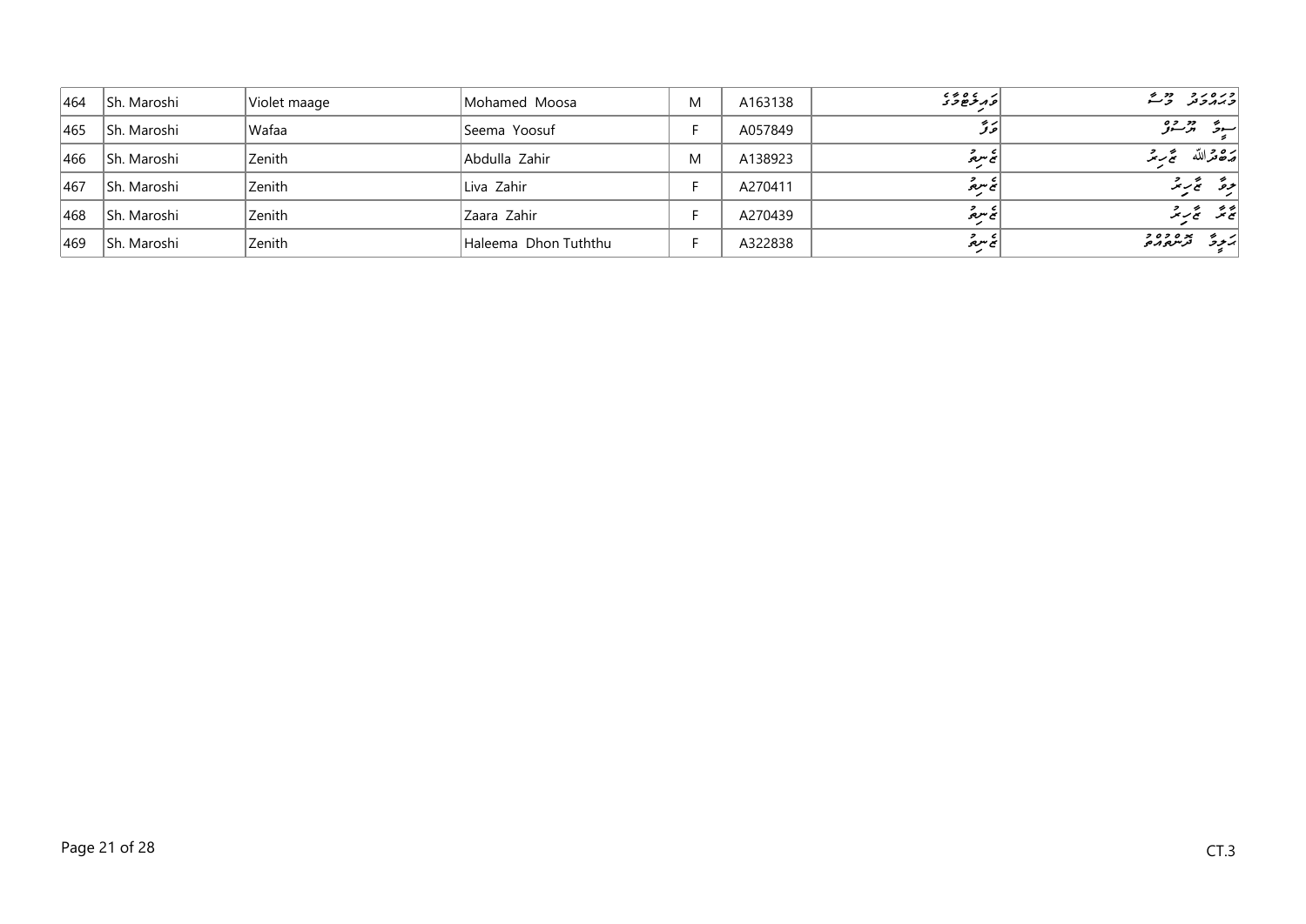| 464 | Sh. Maroshi | Violet maage | Mohamed Moosa | M | A163138 | ވައިލެޓްމާގެ | މުހައްމަދު މޫސާ |
|---|---|---|---|---|---|---|---|
| 465 | Sh. Maroshi | Wafaa | Seema Yoosuf | F | A057849 | ވަފާ | ސީމާ ޔޫސުފު |
| 466 | Sh. Maroshi | Zenith | Abdulla Zahir | M | A138923 | ޒެނިތު | އަބްދުﷲ ޒާހިރު |
| 467 | Sh. Maroshi | Zenith | Liva Zahir | F | A270411 | ޒެނިތު | ލިވާ ޒާހިރު |
| 468 | Sh. Maroshi | Zenith | Zaara Zahir | F | A270439 | ޒެނިތު | ޒާރާ ޒާހިރު |
| 469 | Sh. Maroshi | Zenith | Haleema Dhon Tuththu | F | A322838 | ޒެނިތު | ހަލީމާ ދޮންތުއްތު |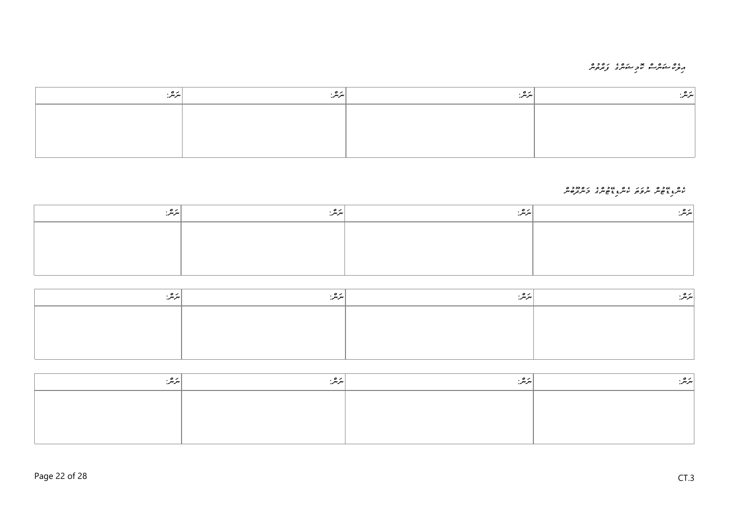# އިޤްރާރުނާމާ ކުރިޔަކަށް ފަހަރާ

| ނަންބަރު: | ނަންބަރު: | ނަންބަރު: | ނަންބަރު: |
|---|---|---|---|
| | | | |

# ކޮންޓްރެކްޓަރުގެ ކުރިން ގެހުދުނު މަސައްކަތްތައް

| ނަންބަރު: | ނަންބަރު: | ނަންބަރު: | ނަންބަރު: |
|---|---|---|---|
| | | | |

| ނަންބަރު: | ނަންބަރު: | ނަންބަރު: | ނަންބަރު: |
|---|---|---|---|
| | | | |

| ނަންބަރު: | ނަންބަރު: | ނަންބަރު: | ނަންބަރު: |
|---|---|---|---|
| | | | |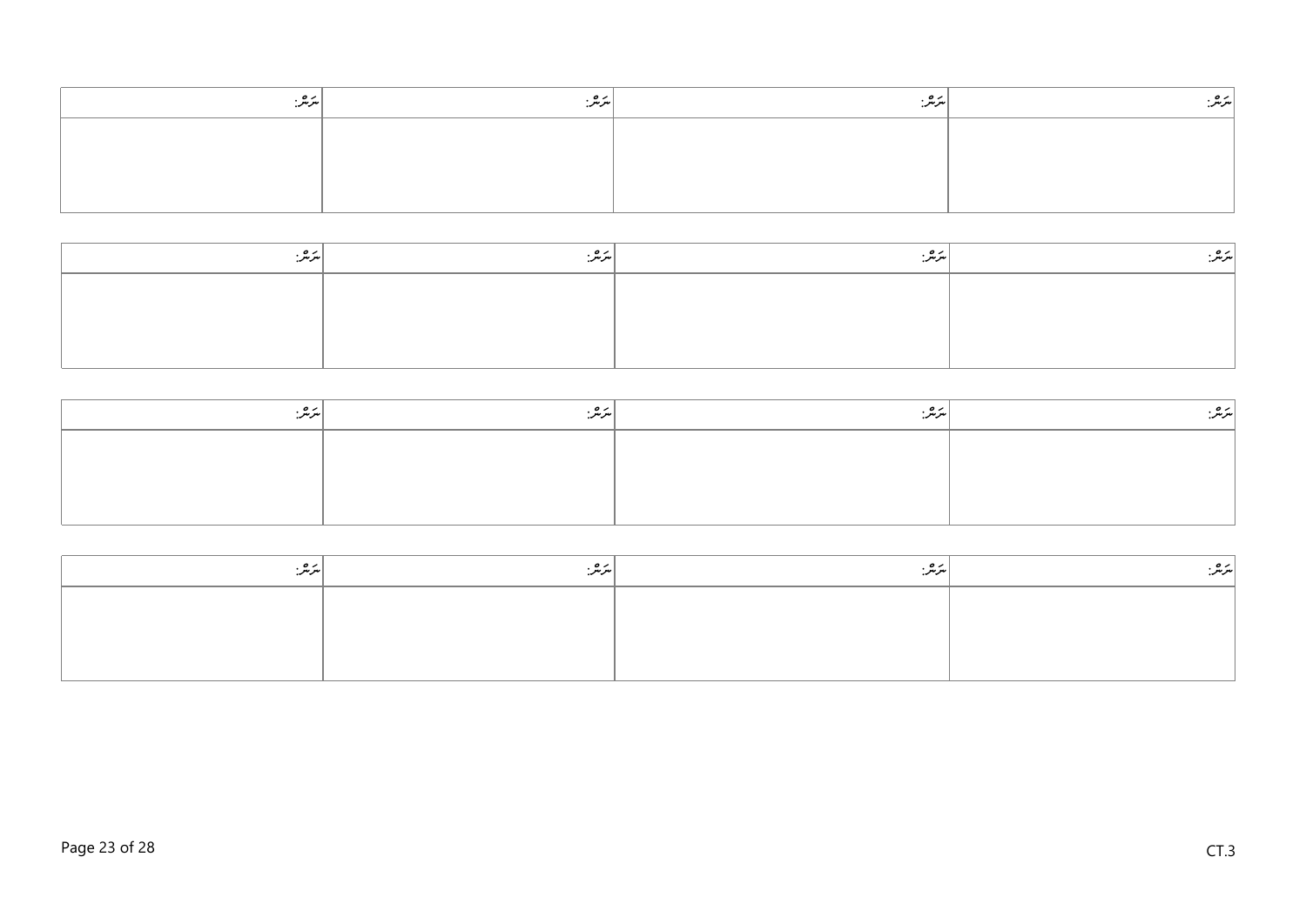| ނަރަދ: | ނަރަދ: | ނަރަދ: | ނަރަދ: |
| --- | --- | --- | --- |
| | | | |

| ނަރަދ: | ނަރަދ: | ނަރަދ: | ނަރަދ: |
| --- | --- | --- | --- |
| | | | |

| ނަރަދ: | ނަރަދ: | ނަރަދ: | ނަރަދ: |
| --- | --- | --- | --- |
| | | | |

| ނަރަދ: | ނަރަދ: | ނަރަދ: | ނަރަދ: |
| --- | --- | --- | --- |
| | | | |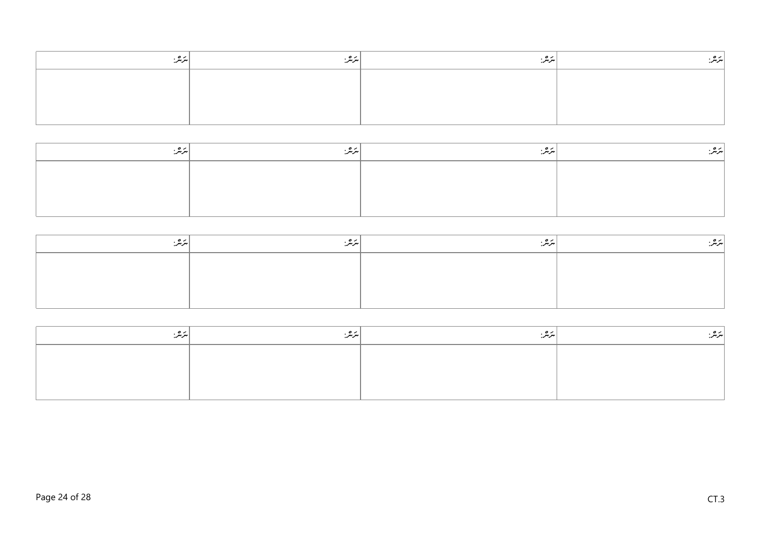| ނަންބަރ: | ނަންބަރ: | ނަންބަރ: | ނަންބަރ: |
| --- | --- | --- | --- |
| | | | |

| ނަންބަރ: | ނަންބަރ: | ނަންބަރ: | ނަންބަރ: |
| --- | --- | --- | --- |
| | | | |

| ނަންބަރ: | ނަންބަރ: | ނަންބަރ: | ނަންބަރ: |
| --- | --- | --- | --- |
| | | | |

| ނަންބަރ: | ނަންބަރ: | ނަންބަރ: | ނަންބަރ: |
| --- | --- | --- | --- |
| | | | |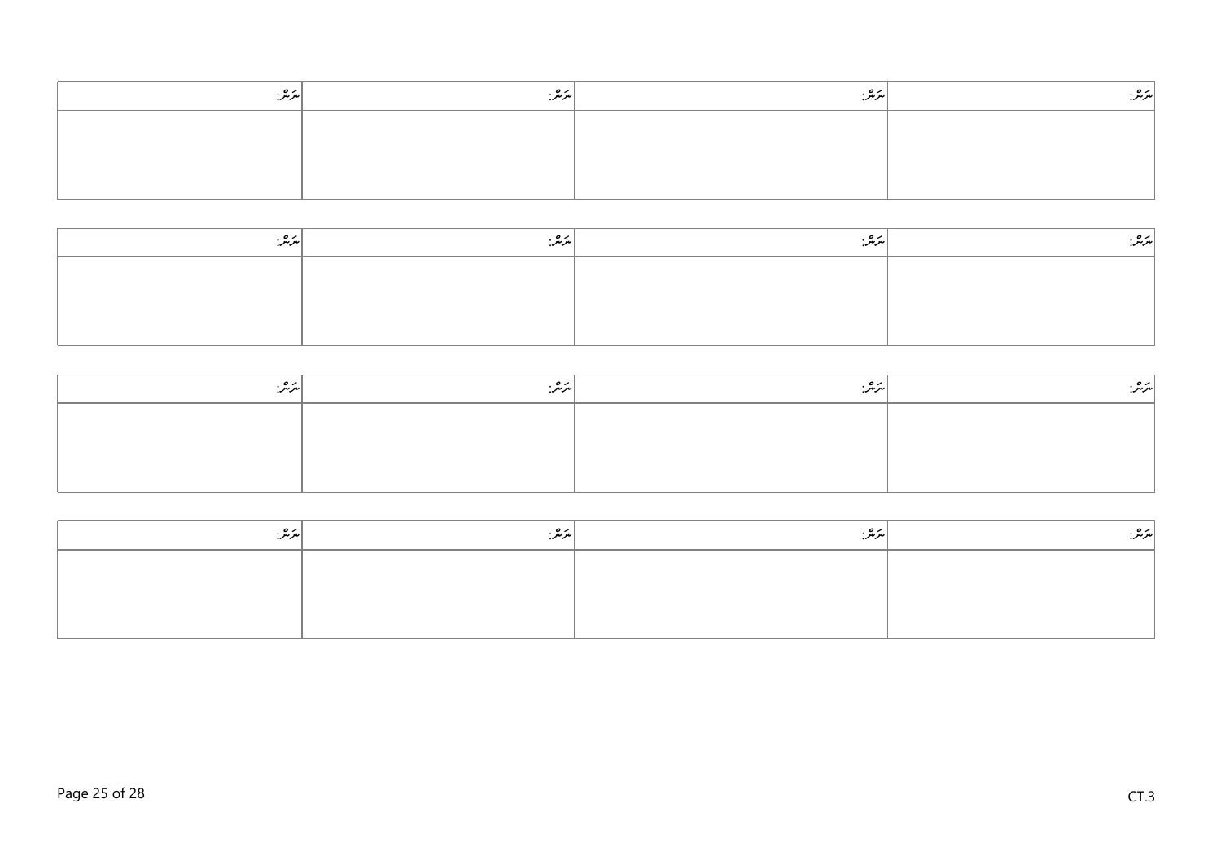| ނަރަދ: | ނަރަދ: | ނަރަދ: | ނަރަދ: |
| --- | --- | --- | --- |
| | | | |

| ނަރަދ: | ނަރަދ: | ނަރަދ: | ނަރަދ: |
| --- | --- | --- | --- |
| | | | |

| ނަރަދ: | ނަރަދ: | ނަރަދ: | ނަރަދ: |
| --- | --- | --- | --- |
| | | | |

| ނަރަދ: | ނަރަދ: | ނަރަދ: | ނަރަދ: |
| --- | --- | --- | --- |
| | | | |

CT.3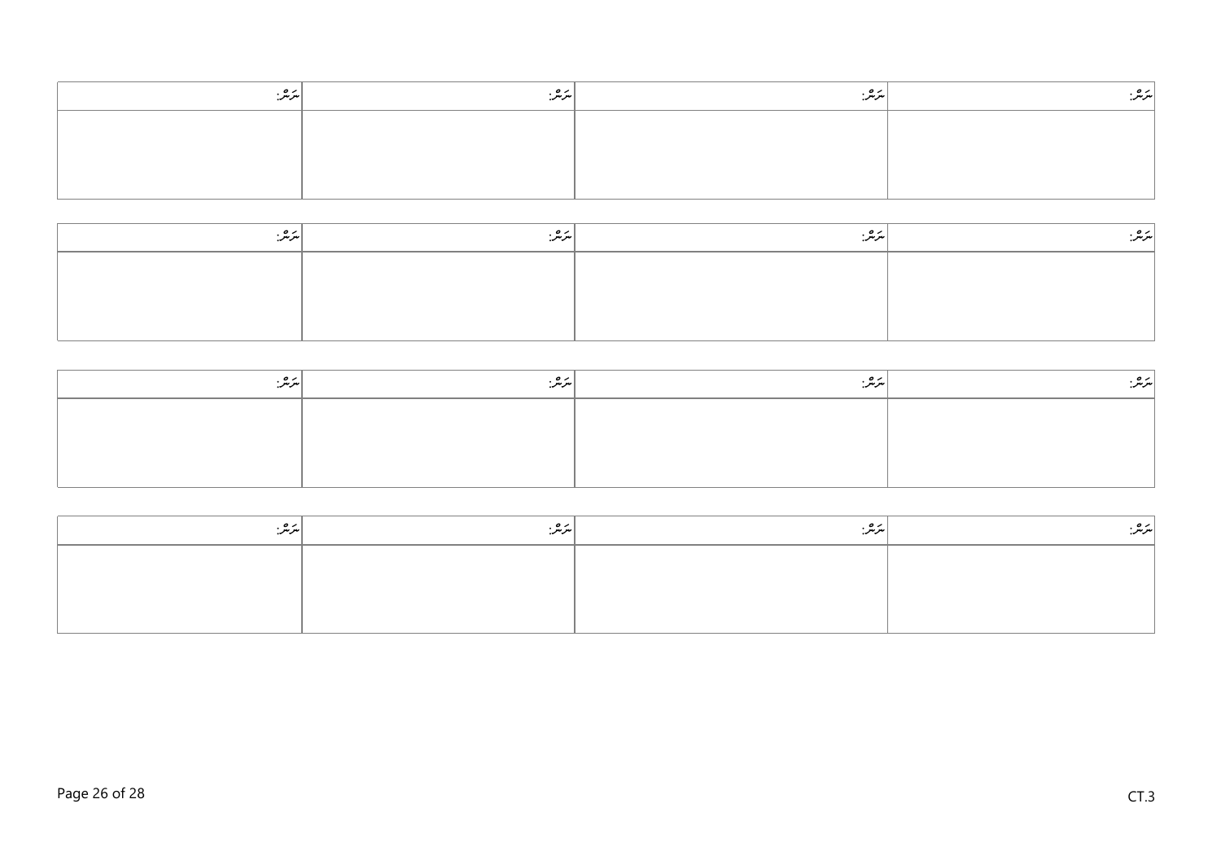| ނަރުދ: | ނަރުދ: | ނަރުދ: | ނަރުދ: |
| --- | --- | --- | --- |
| | | | |

| ނަރުދ: | ނަރުދ: | ނަރުދ: | ނަރުދ: |
| --- | --- | --- | --- |
| | | | |

| ނަރުދ: | ނަރުދ: | ނަރުދ: | ނަރުދ: |
| --- | --- | --- | --- |
| | | | |

| ނަރުދ: | ނަރުދ: | ނަރުދ: | ނަރުދ: |
| --- | --- | --- | --- |
| | | | |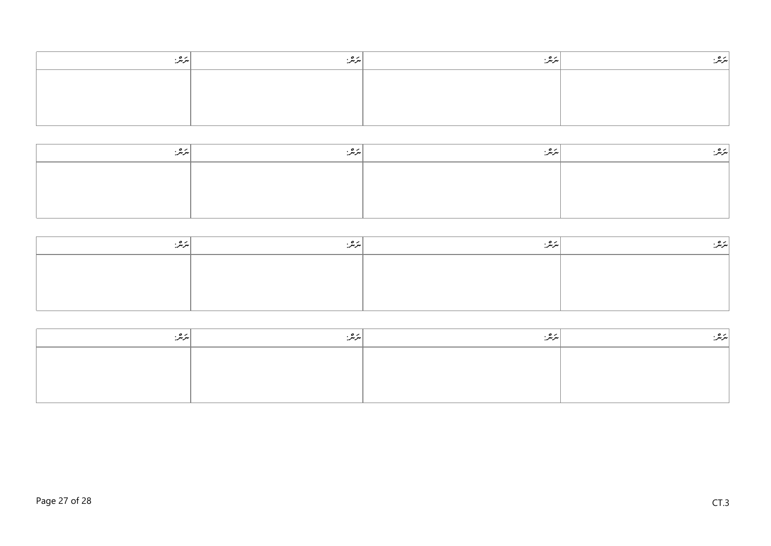| ނަރުދ: | ނަރުދ: | ނަރުދ: | ނަރުދ: |
| --- | --- | --- | --- |
| | | | |

| ނަރުދ: | ނަރުދ: | ނަރުދ: | ނަރުދ: |
| --- | --- | --- | --- |
| | | | |

| ނަރުދ: | ނަރުދ: | ނަރުދ: | ނަރުދ: |
| --- | --- | --- | --- |
| | | | |

| ނަރުދ: | ނަރުދ: | ނަރުދ: | ނަރުދ: |
| --- | --- | --- | --- |
| | | | |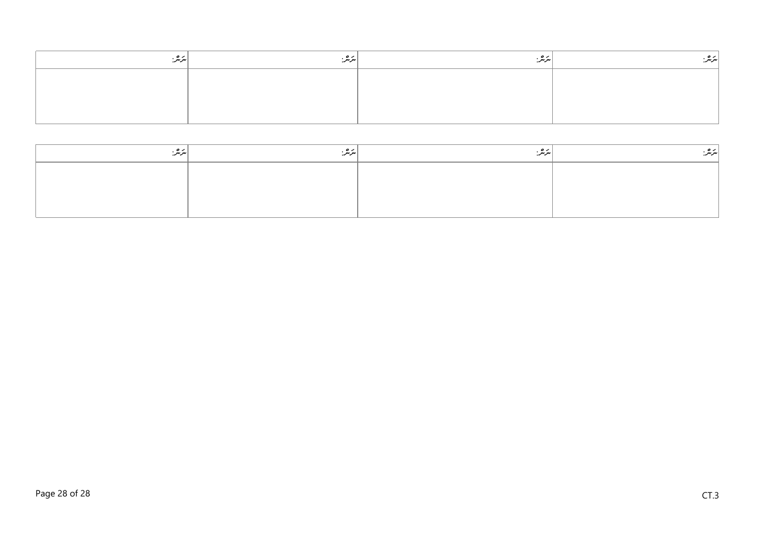| ނަރުދ: | ނަރުދ: | ނަރުދ: | ނަރުދ: |
|---|---|---|---|
| | | | |

| ނަރުދ: | ނަރުދ: | ނަރުދ: | ނަރުދ: |
|---|---|---|---|
| | | | |